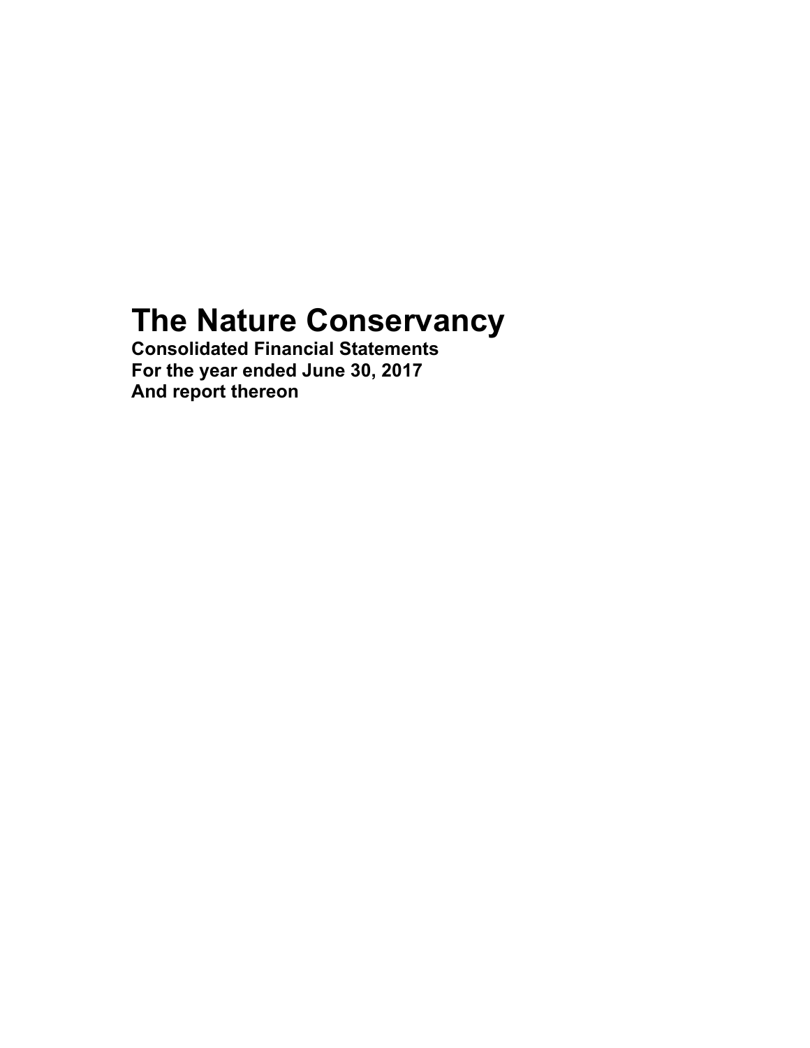# The Nature Conservancy

**Consolidated Financial Statements**
**For the year ended June 30, 2017**
**And report thereon**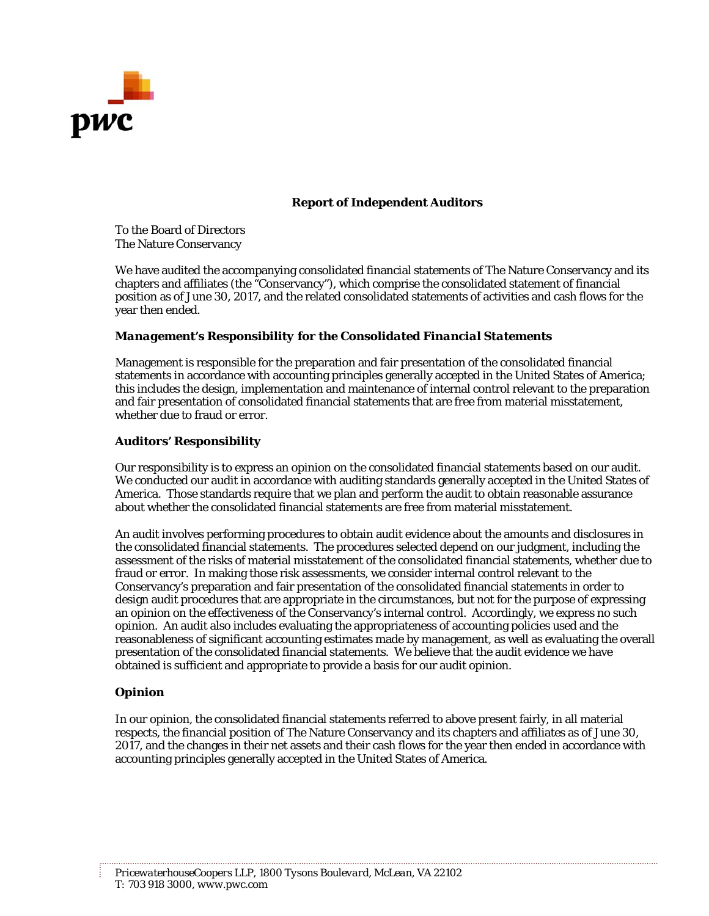pwc

## Report of Independent Auditors

To the Board of Directors
The Nature Conservancy

We have audited the accompanying consolidated financial statements of The Nature Conservancy and its chapters and affiliates (the "Conservancy"), which comprise the consolidated statement of financial position as of June 30, 2017, and the related consolidated statements of activities and cash flows for the year then ended.

### *Management's Responsibility for the Consolidated Financial Statements*

Management is responsible for the preparation and fair presentation of the consolidated financial statements in accordance with accounting principles generally accepted in the United States of America; this includes the design, implementation and maintenance of internal control relevant to the preparation and fair presentation of consolidated financial statements that are free from material misstatement, whether due to fraud or error.

### Auditors' Responsibility

Our responsibility is to express an opinion on the consolidated financial statements based on our audit. We conducted our audit in accordance with auditing standards generally accepted in the United States of America. Those standards require that we plan and perform the audit to obtain reasonable assurance about whether the consolidated financial statements are free from material misstatement.

An audit involves performing procedures to obtain audit evidence about the amounts and disclosures in the consolidated financial statements. The procedures selected depend on our judgment, including the assessment of the risks of material misstatement of the consolidated financial statements, whether due to fraud or error. In making those risk assessments, we consider internal control relevant to the Conservancy's preparation and fair presentation of the consolidated financial statements in order to design audit procedures that are appropriate in the circumstances, but not for the purpose of expressing an opinion on the effectiveness of the Conservancy's internal control. Accordingly, we express no such opinion. An audit also includes evaluating the appropriateness of accounting policies used and the reasonableness of significant accounting estimates made by management, as well as evaluating the overall presentation of the consolidated financial statements. We believe that the audit evidence we have obtained is sufficient and appropriate to provide a basis for our audit opinion.

### Opinion

In our opinion, the consolidated financial statements referred to above present fairly, in all material respects, the financial position of The Nature Conservancy and its chapters and affiliates as of June 30, 2017, and the changes in their net assets and their cash flows for the year then ended in accordance with accounting principles generally accepted in the United States of America.

*PricewaterhouseCoopers LLP, 1800 Tysons Boulevard, McLean, VA 22102*
T: 703 918 3000, www.pwc.com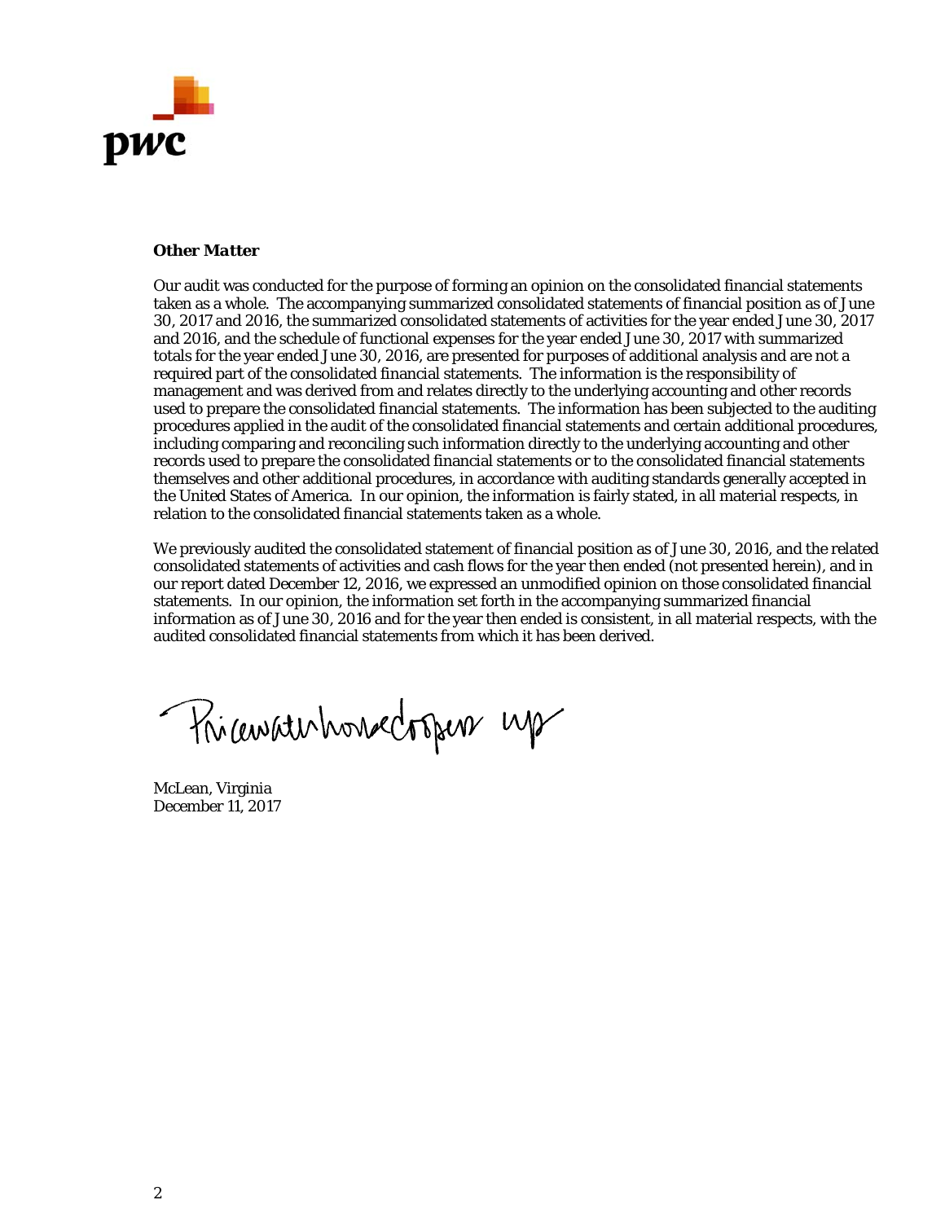**Other Matter**

Our audit was conducted for the purpose of forming an opinion on the consolidated financial statements taken as a whole. The accompanying summarized consolidated statements of financial position as of June 30, 2017 and 2016, the summarized consolidated statements of activities for the year ended June 30, 2017 and 2016, and the schedule of functional expenses for the year ended June 30, 2017 with summarized totals for the year ended June 30, 2016, are presented for purposes of additional analysis and are not a required part of the consolidated financial statements. The information is the responsibility of management and was derived from and relates directly to the underlying accounting and other records used to prepare the consolidated financial statements. The information has been subjected to the auditing procedures applied in the audit of the consolidated financial statements and certain additional procedures, including comparing and reconciling such information directly to the underlying accounting and other records used to prepare the consolidated financial statements or to the consolidated financial statements themselves and other additional procedures, in accordance with auditing standards generally accepted in the United States of America. In our opinion, the information is fairly stated, in all material respects, in relation to the consolidated financial statements taken as a whole.

We previously audited the consolidated statement of financial position as of June 30, 2016, and the related consolidated statements of activities and cash flows for the year then ended (not presented herein), and in our report dated December 12, 2016, we expressed an unmodified opinion on those consolidated financial statements. In our opinion, the information set forth in the accompanying summarized financial information as of June 30, 2016 and for the year then ended is consistent, in all material respects, with the audited consolidated financial statements from which it has been derived.

PricewaterhouseCoopers LLP

McLean, Virginia
December 11, 2017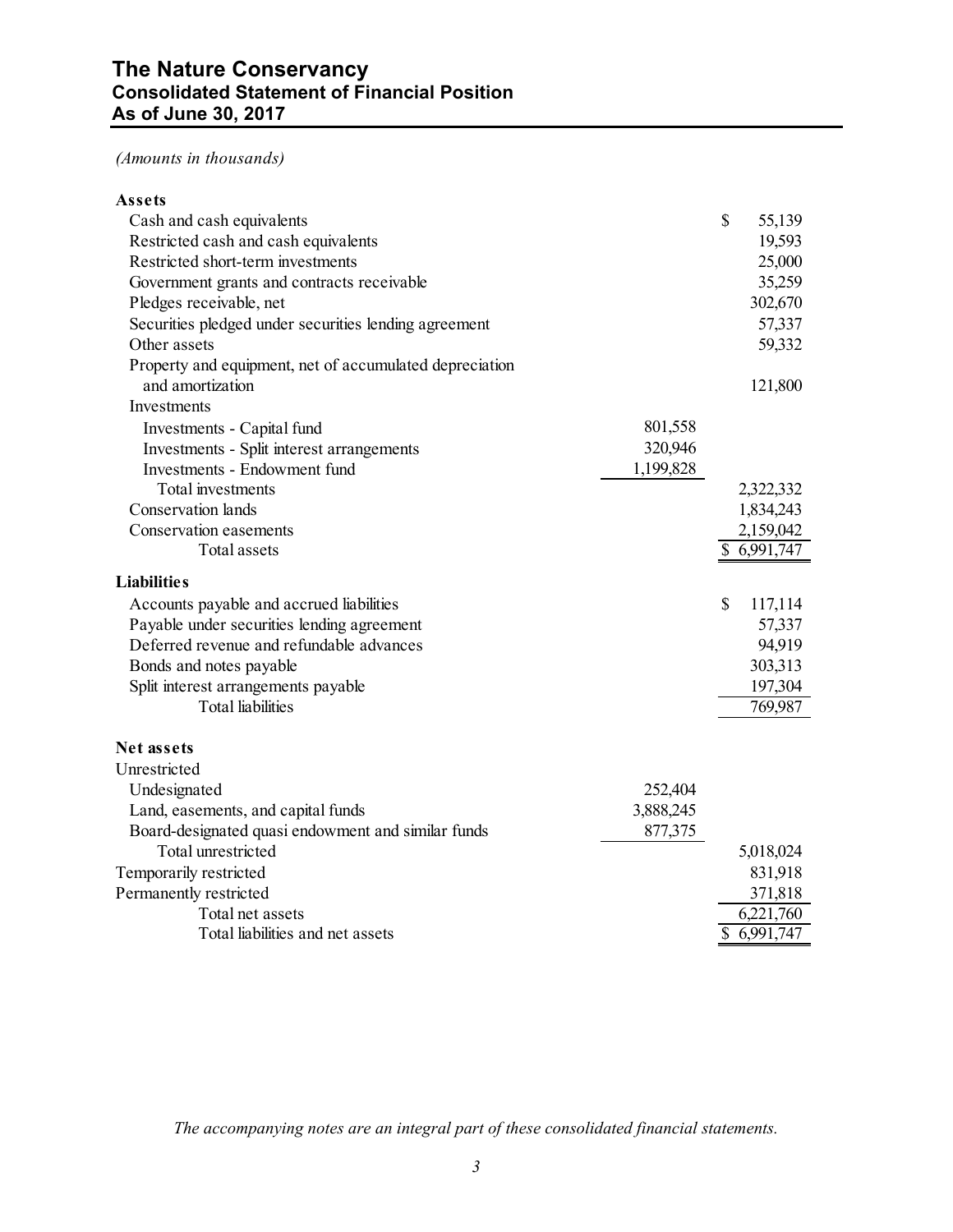# The Nature Conservancy
## Consolidated Statement of Financial Position
## As of June 30, 2017

*(Amounts in thousands)*

| | | |
|---|---|---|
| **Assets** | | |
| Cash and cash equivalents | | $ 55,139 |
| Restricted cash and cash equivalents | | 19,593 |
| Restricted short-term investments | | 25,000 |
| Government grants and contracts receivable | | 35,259 |
| Pledges receivable, net | | 302,670 |
| Securities pledged under securities lending agreement | | 57,337 |
| Other assets | | 59,332 |
| Property and equipment, net of accumulated depreciation and amortization | | 121,800 |
| Investments | | |
| Investments - Capital fund | 801,558 | |
| Investments - Split interest arrangements | 320,946 | |
| Investments - Endowment fund | 1,199,828 | |
| Total investments | | 2,322,332 |
| Conservation lands | | 1,834,243 |
| Conservation easements | | 2,159,042 |
| Total assets | | $ 6,991,747 |
| **Liabilities** | | |
| Accounts payable and accrued liabilities | | $ 117,114 |
| Payable under securities lending agreement | | 57,337 |
| Deferred revenue and refundable advances | | 94,919 |
| Bonds and notes payable | | 303,313 |
| Split interest arrangements payable | | 197,304 |
| Total liabilities | | 769,987 |
| **Net assets** | | |
| Unrestricted | | |
| Undesignated | 252,404 | |
| Land, easements, and capital funds | 3,888,245 | |
| Board-designated quasi endowment and similar funds | 877,375 | |
| Total unrestricted | | 5,018,024 |
| Temporarily restricted | | 831,918 |
| Permanently restricted | | 371,818 |
| Total net assets | | 6,221,760 |
| Total liabilities and net assets | | $ 6,991,747 |

*The accompanying notes are an integral part of these consolidated financial statements.*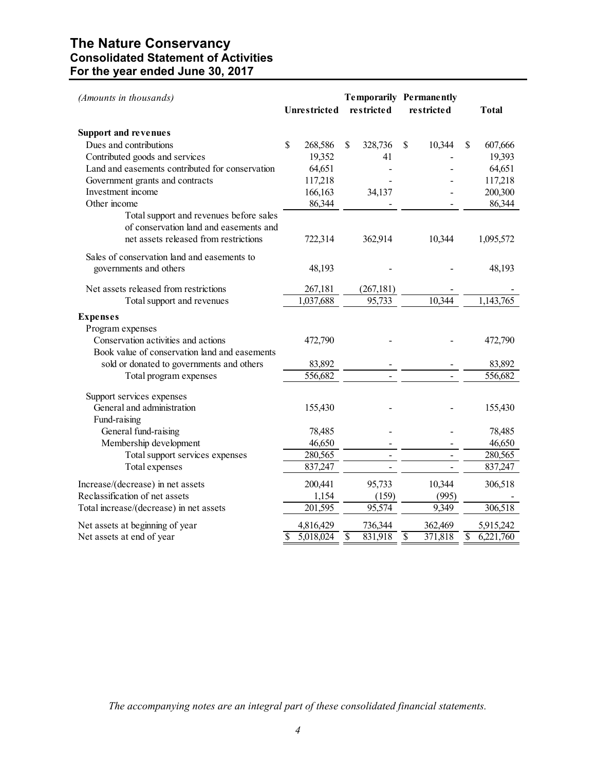# The Nature Conservancy
## Consolidated Statement of Activities
## For the year ended June 30, 2017

| *(Amounts in thousands)* | Unrestricted | Temporarily restricted | Permanently restricted | Total |
|---|---|---|---|---|
| **Support and revenues** | | | | |
| Dues and contributions | $ 268,586 | $ 328,736 | $ 10,344 | $ 607,666 |
| Contributed goods and services | 19,352 | 41 | - | 19,393 |
| Land and easements contributed for conservation | 64,651 | - | - | 64,651 |
| Government grants and contracts | 117,218 | - | - | 117,218 |
| Investment income | 166,163 | 34,137 | - | 200,300 |
| Other income | 86,344 | - | - | 86,344 |
| Total support and revenues before sales of conservation land and easements and net assets released from restrictions | 722,314 | 362,914 | 10,344 | 1,095,572 |
| Sales of conservation land and easements to governments and others | 48,193 | - | - | 48,193 |
| Net assets released from restrictions | 267,181 | (267,181) | - | - |
| Total support and revenues | 1,037,688 | 95,733 | 10,344 | 1,143,765 |
| **Expenses** | | | | |
| Program expenses | | | | |
| Conservation activities and actions | 472,790 | - | - | 472,790 |
| Book value of conservation land and easements sold or donated to governments and others | 83,892 | - | - | 83,892 |
| Total program expenses | 556,682 | - | - | 556,682 |
| Support services expenses | | | | |
| General and administration | 155,430 | - | - | 155,430 |
| Fund-raising | | | | |
| General fund-raising | 78,485 | - | - | 78,485 |
| Membership development | 46,650 | - | - | 46,650 |
| Total support services expenses | 280,565 | - | - | 280,565 |
| Total expenses | 837,247 | - | - | 837,247 |
| Increase/(decrease) in net assets | 200,441 | 95,733 | 10,344 | 306,518 |
| Reclassification of net assets | 1,154 | (159) | (995) | - |
| Total increase/(decrease) in net assets | 201,595 | 95,574 | 9,349 | 306,518 |
| Net assets at beginning of year | 4,816,429 | 736,344 | 362,469 | 5,915,242 |
| Net assets at end of year | $ 5,018,024 | $ 831,918 | $ 371,818 | $ 6,221,760 |

*The accompanying notes are an integral part of these consolidated financial statements.*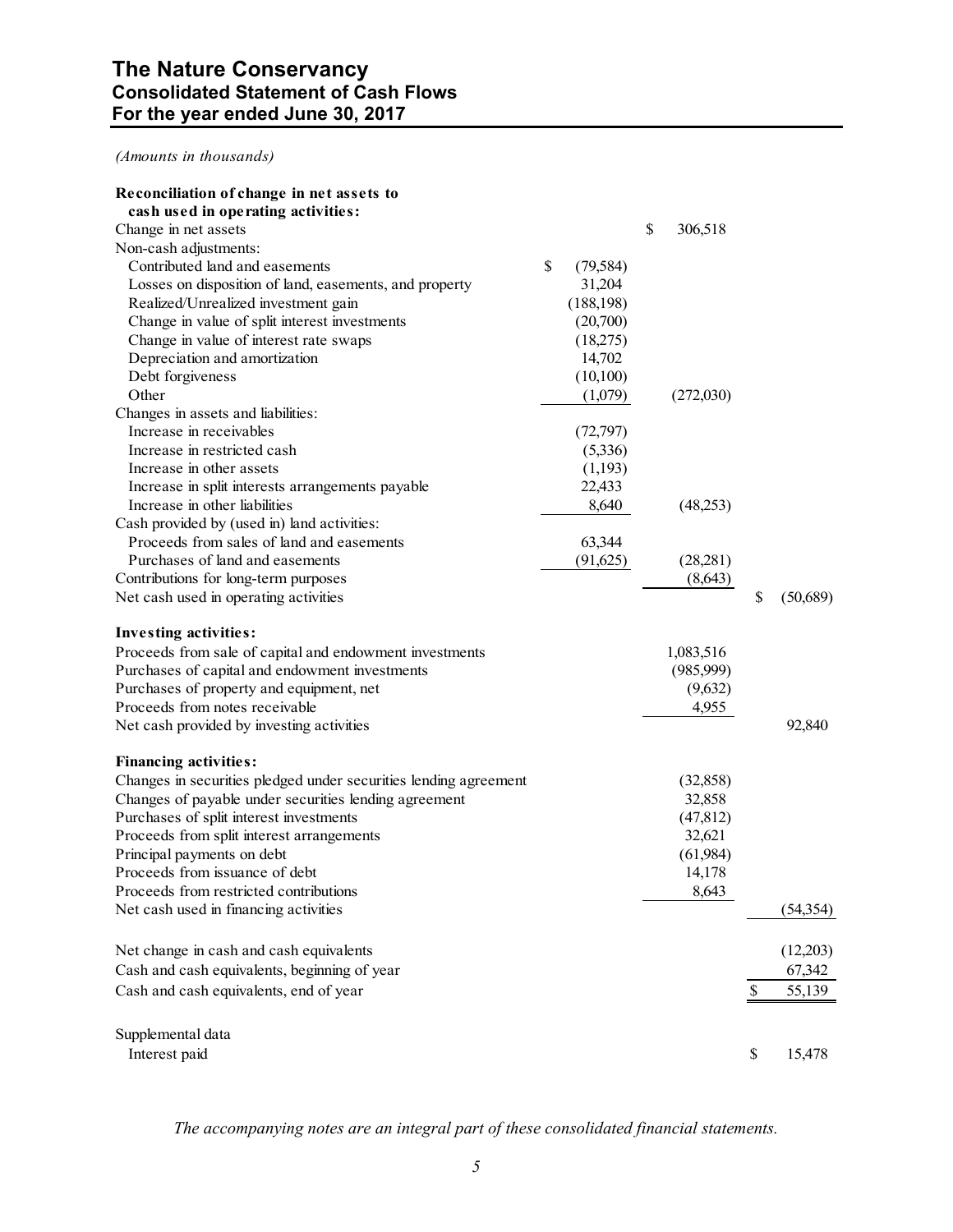# The Nature Conservancy
## Consolidated Statement of Cash Flows
## For the year ended June 30, 2017

*(Amounts in thousands)*

| | | | |
|---|---|---|---|
| **Reconciliation of change in net assets to cash used in operating activities:** | | | |
| Change in net assets | | $ 306,518 | |
| Non-cash adjustments: | | | |
| Contributed land and easements | $ (79,584) | | |
| Losses on disposition of land, easements, and property | 31,204 | | |
| Realized/Unrealized investment gain | (188,198) | | |
| Change in value of split interest investments | (20,700) | | |
| Change in value of interest rate swaps | (18,275) | | |
| Depreciation and amortization | 14,702 | | |
| Debt forgiveness | (10,100) | | |
| Other | (1,079) | (272,030) | |
| Changes in assets and liabilities: | | | |
| Increase in receivables | (72,797) | | |
| Increase in restricted cash | (5,336) | | |
| Increase in other assets | (1,193) | | |
| Increase in split interests arrangements payable | 22,433 | | |
| Increase in other liabilities | 8,640 | (48,253) | |
| Cash provided by (used in) land activities: | | | |
| Proceeds from sales of land and easements | 63,344 | | |
| Purchases of land and easements | (91,625) | (28,281) | |
| Contributions for long-term purposes | | (8,643) | |
| Net cash used in operating activities | | | $ (50,689) |
| | | | |
| **Investing activities:** | | | |
| Proceeds from sale of capital and endowment investments | | 1,083,516 | |
| Purchases of capital and endowment investments | | (985,999) | |
| Purchases of property and equipment, net | | (9,632) | |
| Proceeds from notes receivable | | 4,955 | |
| Net cash provided by investing activities | | | 92,840 |
| | | | |
| **Financing activities:** | | | |
| Changes in securities pledged under securities lending agreement | | (32,858) | |
| Changes of payable under securities lending agreement | | 32,858 | |
| Purchases of split interest investments | | (47,812) | |
| Proceeds from split interest arrangements | | 32,621 | |
| Principal payments on debt | | (61,984) | |
| Proceeds from issuance of debt | | 14,178 | |
| Proceeds from restricted contributions | | 8,643 | |
| Net cash used in financing activities | | | (54,354) |
| | | | |
| Net change in cash and cash equivalents | | | (12,203) |
| Cash and cash equivalents, beginning of year | | | 67,342 |
| Cash and cash equivalents, end of year | | | $ 55,139 |
| | | | |
| Supplemental data | | | |
| Interest paid | | | $ 15,478 |

*The accompanying notes are an integral part of these consolidated financial statements.*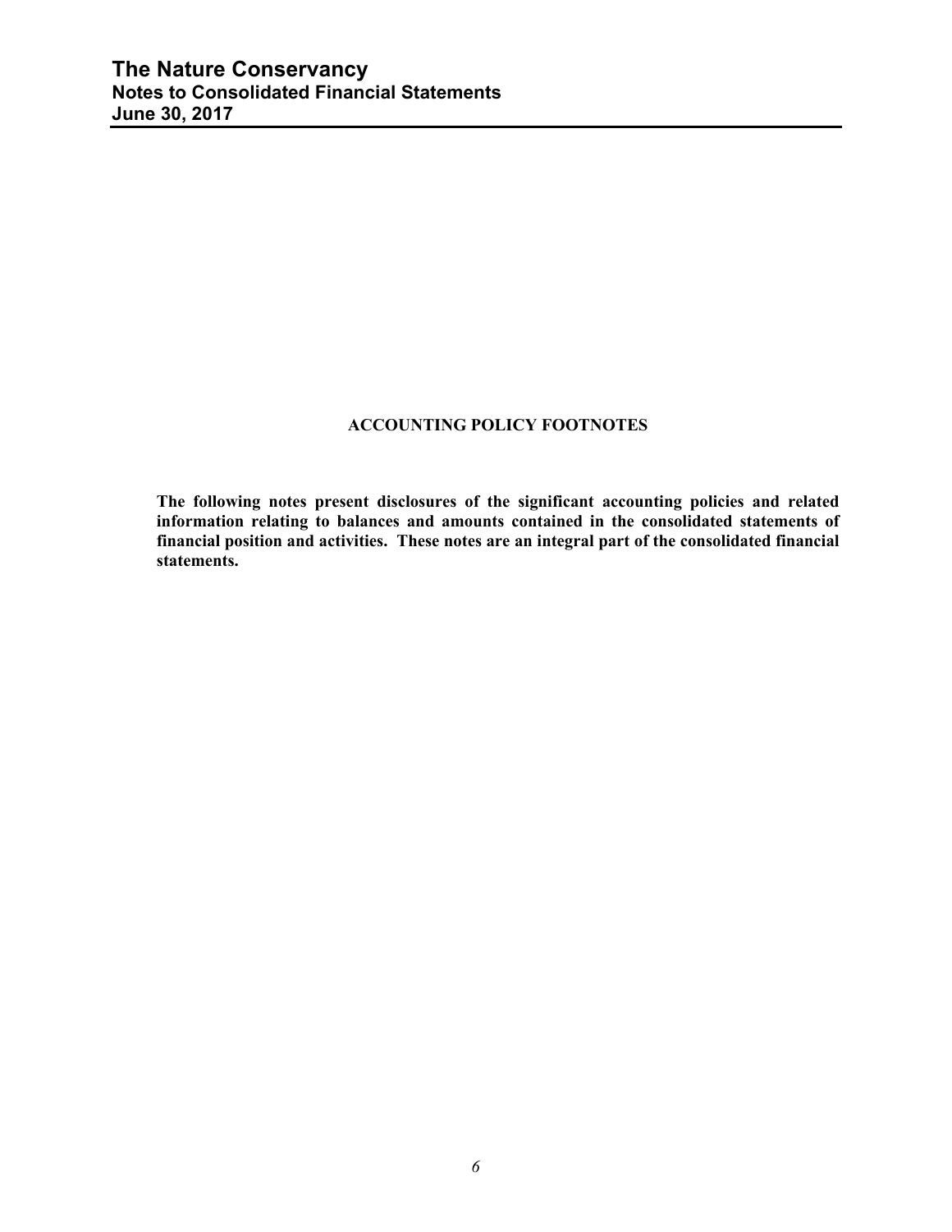## ACCOUNTING POLICY FOOTNOTES

**The following notes present disclosures of the significant accounting policies and related information relating to balances and amounts contained in the consolidated statements of financial position and activities. These notes are an integral part of the consolidated financial statements.**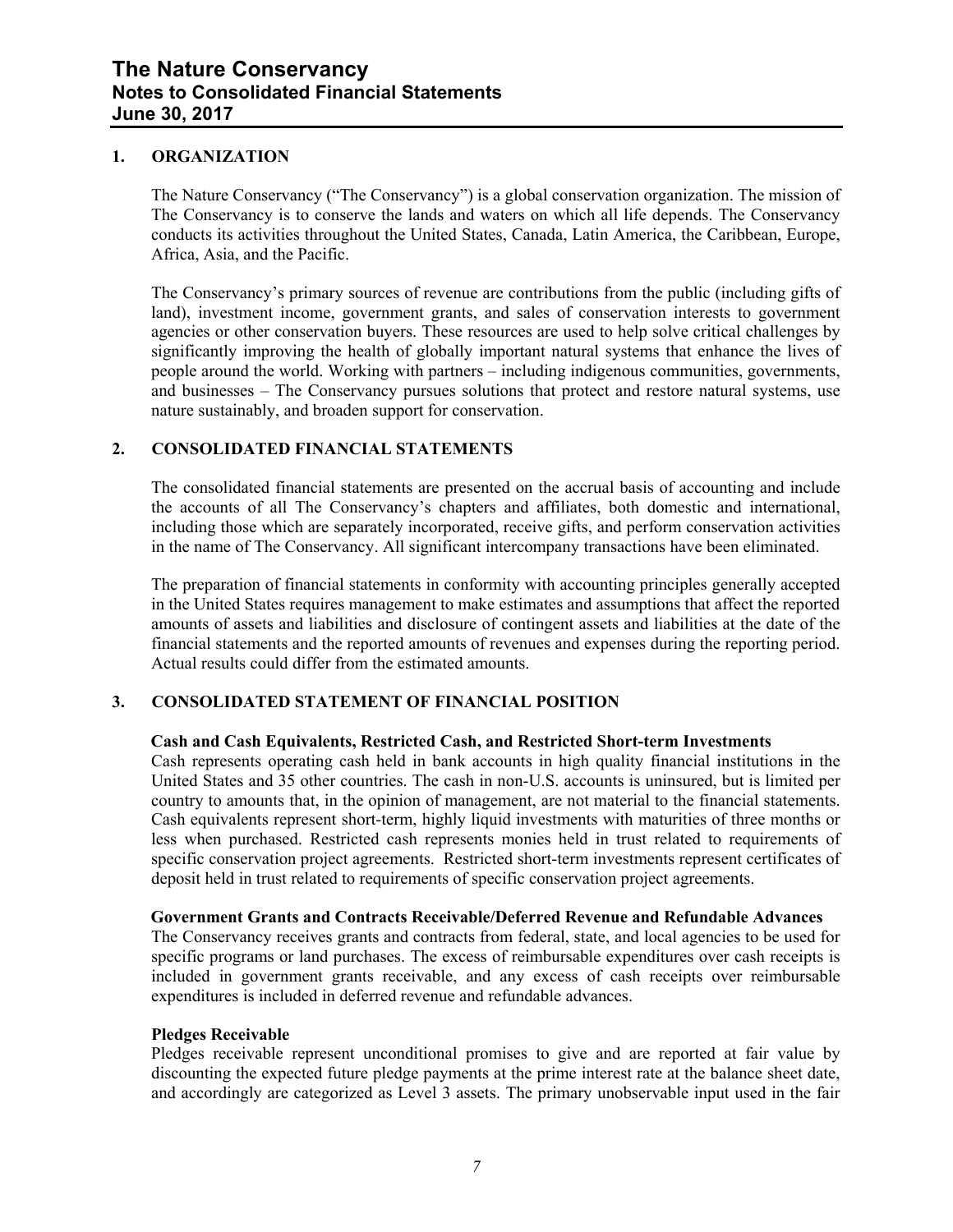## 1. ORGANIZATION

The Nature Conservancy ("The Conservancy") is a global conservation organization. The mission of The Conservancy is to conserve the lands and waters on which all life depends. The Conservancy conducts its activities throughout the United States, Canada, Latin America, the Caribbean, Europe, Africa, Asia, and the Pacific.

The Conservancy's primary sources of revenue are contributions from the public (including gifts of land), investment income, government grants, and sales of conservation interests to government agencies or other conservation buyers. These resources are used to help solve critical challenges by significantly improving the health of globally important natural systems that enhance the lives of people around the world. Working with partners – including indigenous communities, governments, and businesses – The Conservancy pursues solutions that protect and restore natural systems, use nature sustainably, and broaden support for conservation.

## 2. CONSOLIDATED FINANCIAL STATEMENTS

The consolidated financial statements are presented on the accrual basis of accounting and include the accounts of all The Conservancy's chapters and affiliates, both domestic and international, including those which are separately incorporated, receive gifts, and perform conservation activities in the name of The Conservancy. All significant intercompany transactions have been eliminated.

The preparation of financial statements in conformity with accounting principles generally accepted in the United States requires management to make estimates and assumptions that affect the reported amounts of assets and liabilities and disclosure of contingent assets and liabilities at the date of the financial statements and the reported amounts of revenues and expenses during the reporting period. Actual results could differ from the estimated amounts.

## 3. CONSOLIDATED STATEMENT OF FINANCIAL POSITION

**Cash and Cash Equivalents, Restricted Cash, and Restricted Short-term Investments**

Cash represents operating cash held in bank accounts in high quality financial institutions in the United States and 35 other countries. The cash in non-U.S. accounts is uninsured, but is limited per country to amounts that, in the opinion of management, are not material to the financial statements. Cash equivalents represent short-term, highly liquid investments with maturities of three months or less when purchased. Restricted cash represents monies held in trust related to requirements of specific conservation project agreements. Restricted short-term investments represent certificates of deposit held in trust related to requirements of specific conservation project agreements.

**Government Grants and Contracts Receivable/Deferred Revenue and Refundable Advances**

The Conservancy receives grants and contracts from federal, state, and local agencies to be used for specific programs or land purchases. The excess of reimbursable expenditures over cash receipts is included in government grants receivable, and any excess of cash receipts over reimbursable expenditures is included in deferred revenue and refundable advances.

**Pledges Receivable**

Pledges receivable represent unconditional promises to give and are reported at fair value by discounting the expected future pledge payments at the prime interest rate at the balance sheet date, and accordingly are categorized as Level 3 assets. The primary unobservable input used in the fair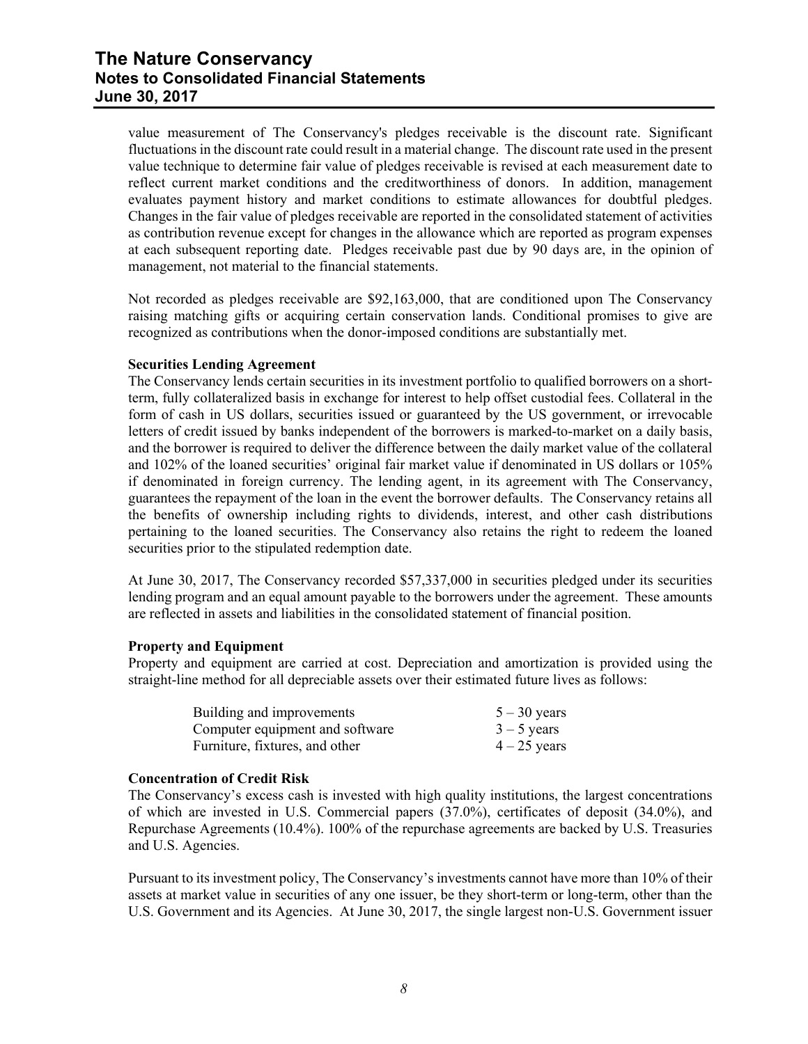value measurement of The Conservancy's pledges receivable is the discount rate. Significant fluctuations in the discount rate could result in a material change. The discount rate used in the present value technique to determine fair value of pledges receivable is revised at each measurement date to reflect current market conditions and the creditworthiness of donors. In addition, management evaluates payment history and market conditions to estimate allowances for doubtful pledges. Changes in the fair value of pledges receivable are reported in the consolidated statement of activities as contribution revenue except for changes in the allowance which are reported as program expenses at each subsequent reporting date. Pledges receivable past due by 90 days are, in the opinion of management, not material to the financial statements.

Not recorded as pledges receivable are $92,163,000, that are conditioned upon The Conservancy raising matching gifts or acquiring certain conservation lands. Conditional promises to give are recognized as contributions when the donor-imposed conditions are substantially met.

**Securities Lending Agreement**

The Conservancy lends certain securities in its investment portfolio to qualified borrowers on a short-term, fully collateralized basis in exchange for interest to help offset custodial fees. Collateral in the form of cash in US dollars, securities issued or guaranteed by the US government, or irrevocable letters of credit issued by banks independent of the borrowers is marked-to-market on a daily basis, and the borrower is required to deliver the difference between the daily market value of the collateral and 102% of the loaned securities' original fair market value if denominated in US dollars or 105% if denominated in foreign currency. The lending agent, in its agreement with The Conservancy, guarantees the repayment of the loan in the event the borrower defaults. The Conservancy retains all the benefits of ownership including rights to dividends, interest, and other cash distributions pertaining to the loaned securities. The Conservancy also retains the right to redeem the loaned securities prior to the stipulated redemption date.

At June 30, 2017, The Conservancy recorded $57,337,000 in securities pledged under its securities lending program and an equal amount payable to the borrowers under the agreement. These amounts are reflected in assets and liabilities in the consolidated statement of financial position.

**Property and Equipment**

Property and equipment are carried at cost. Depreciation and amortization is provided using the straight-line method for all depreciable assets over their estimated future lives as follows:

| | |
|---|---|
| Building and improvements | 5 – 30 years |
| Computer equipment and software | 3 – 5 years |
| Furniture, fixtures, and other | 4 – 25 years |

**Concentration of Credit Risk**

The Conservancy's excess cash is invested with high quality institutions, the largest concentrations of which are invested in U.S. Commercial papers (37.0%), certificates of deposit (34.0%), and Repurchase Agreements (10.4%). 100% of the repurchase agreements are backed by U.S. Treasuries and U.S. Agencies.

Pursuant to its investment policy, The Conservancy's investments cannot have more than 10% of their assets at market value in securities of any one issuer, be they short-term or long-term, other than the U.S. Government and its Agencies. At June 30, 2017, the single largest non-U.S. Government issuer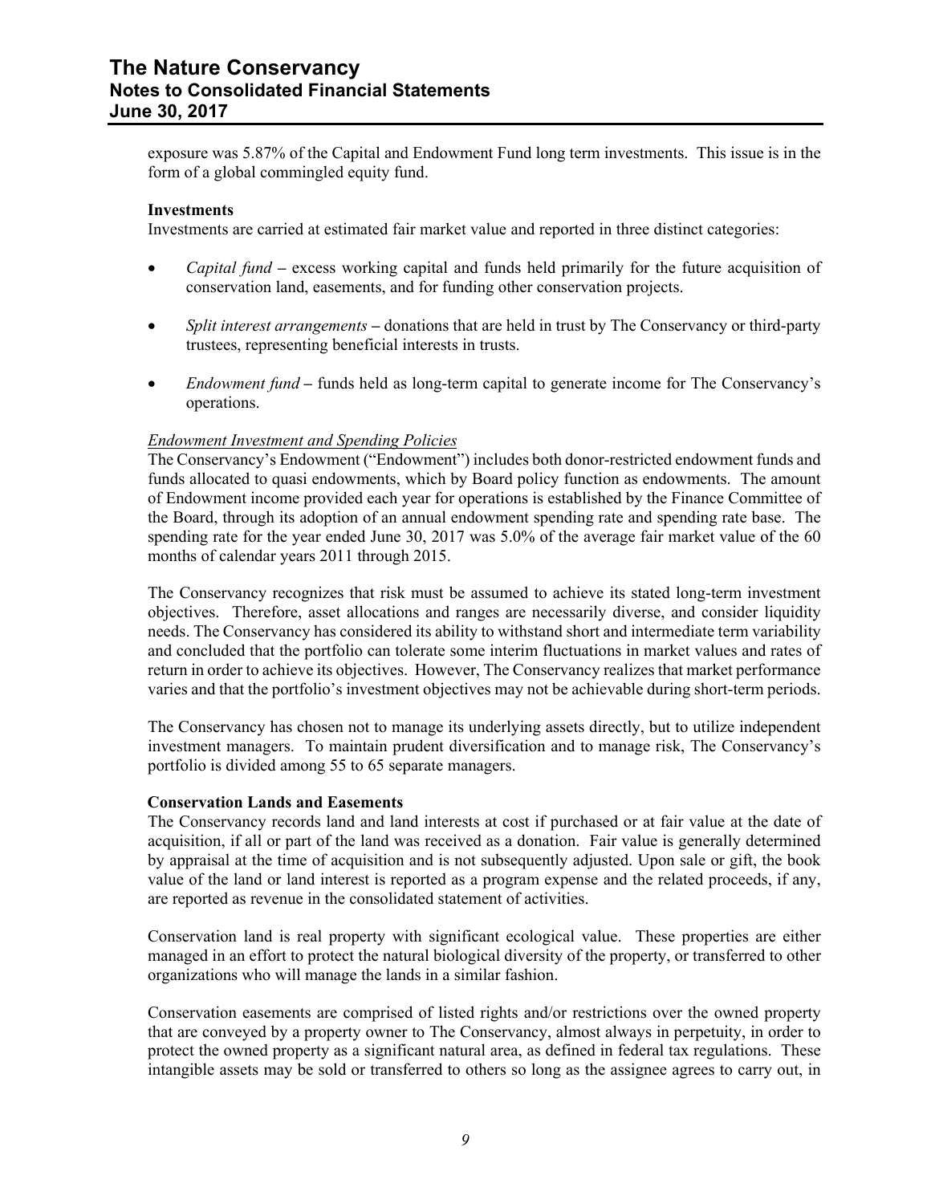exposure was 5.87% of the Capital and Endowment Fund long term investments. This issue is in the form of a global commingled equity fund.

**Investments**

Investments are carried at estimated fair market value and reported in three distinct categories:

- *Capital fund* – excess working capital and funds held primarily for the future acquisition of conservation land, easements, and for funding other conservation projects.
- *Split interest arrangements* – donations that are held in trust by The Conservancy or third-party trustees, representing beneficial interests in trusts.
- *Endowment fund* – funds held as long-term capital to generate income for The Conservancy's operations.

*Endowment Investment and Spending Policies*

The Conservancy's Endowment ("Endowment") includes both donor-restricted endowment funds and funds allocated to quasi endowments, which by Board policy function as endowments. The amount of Endowment income provided each year for operations is established by the Finance Committee of the Board, through its adoption of an annual endowment spending rate and spending rate base. The spending rate for the year ended June 30, 2017 was 5.0% of the average fair market value of the 60 months of calendar years 2011 through 2015.

The Conservancy recognizes that risk must be assumed to achieve its stated long-term investment objectives. Therefore, asset allocations and ranges are necessarily diverse, and consider liquidity needs. The Conservancy has considered its ability to withstand short and intermediate term variability and concluded that the portfolio can tolerate some interim fluctuations in market values and rates of return in order to achieve its objectives. However, The Conservancy realizes that market performance varies and that the portfolio's investment objectives may not be achievable during short-term periods.

The Conservancy has chosen not to manage its underlying assets directly, but to utilize independent investment managers. To maintain prudent diversification and to manage risk, The Conservancy's portfolio is divided among 55 to 65 separate managers.

**Conservation Lands and Easements**

The Conservancy records land and land interests at cost if purchased or at fair value at the date of acquisition, if all or part of the land was received as a donation. Fair value is generally determined by appraisal at the time of acquisition and is not subsequently adjusted. Upon sale or gift, the book value of the land or land interest is reported as a program expense and the related proceeds, if any, are reported as revenue in the consolidated statement of activities.

Conservation land is real property with significant ecological value. These properties are either managed in an effort to protect the natural biological diversity of the property, or transferred to other organizations who will manage the lands in a similar fashion.

Conservation easements are comprised of listed rights and/or restrictions over the owned property that are conveyed by a property owner to The Conservancy, almost always in perpetuity, in order to protect the owned property as a significant natural area, as defined in federal tax regulations. These intangible assets may be sold or transferred to others so long as the assignee agrees to carry out, in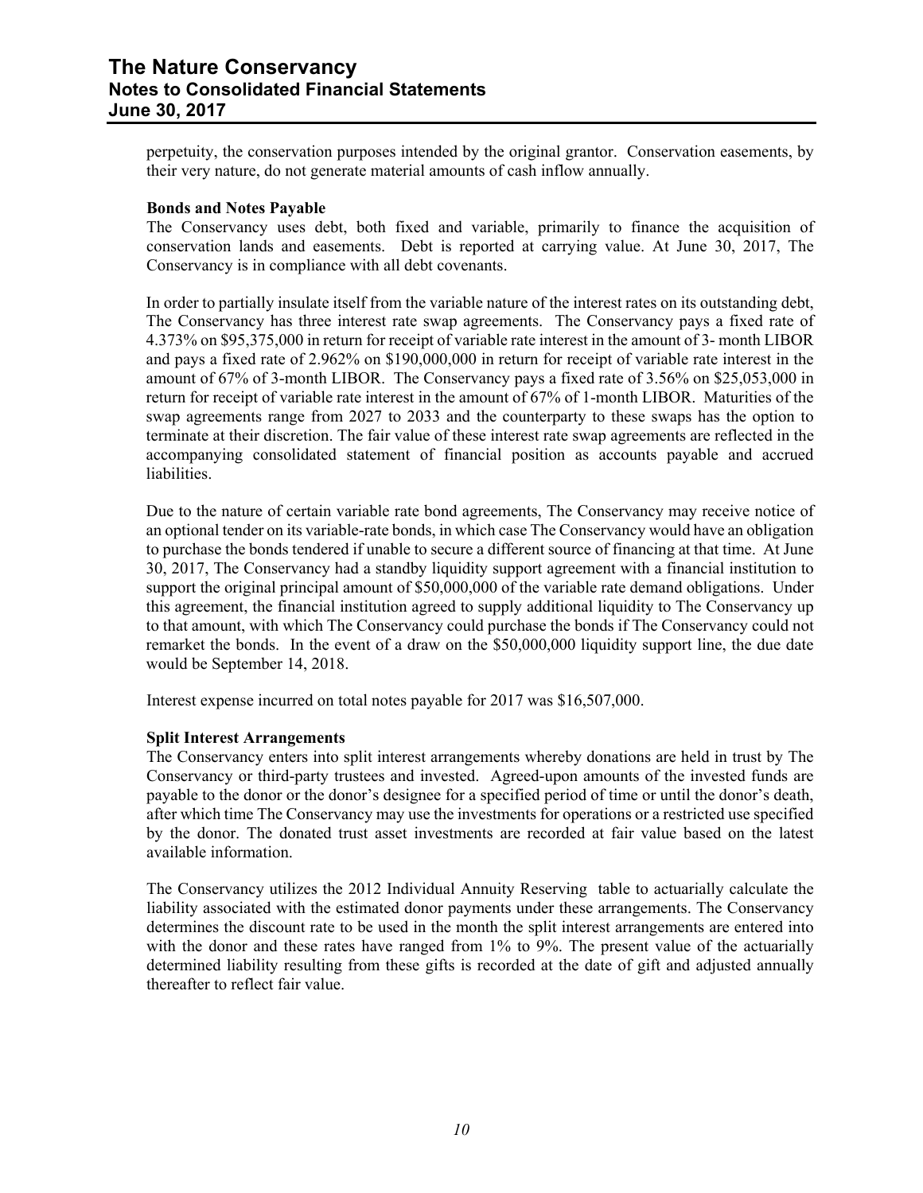perpetuity, the conservation purposes intended by the original grantor. Conservation easements, by their very nature, do not generate material amounts of cash inflow annually.

**Bonds and Notes Payable**

The Conservancy uses debt, both fixed and variable, primarily to finance the acquisition of conservation lands and easements. Debt is reported at carrying value. At June 30, 2017, The Conservancy is in compliance with all debt covenants.

In order to partially insulate itself from the variable nature of the interest rates on its outstanding debt, The Conservancy has three interest rate swap agreements. The Conservancy pays a fixed rate of 4.373% on $95,375,000 in return for receipt of variable rate interest in the amount of 3- month LIBOR and pays a fixed rate of 2.962% on $190,000,000 in return for receipt of variable rate interest in the amount of 67% of 3-month LIBOR. The Conservancy pays a fixed rate of 3.56% on $25,053,000 in return for receipt of variable rate interest in the amount of 67% of 1-month LIBOR. Maturities of the swap agreements range from 2027 to 2033 and the counterparty to these swaps has the option to terminate at their discretion. The fair value of these interest rate swap agreements are reflected in the accompanying consolidated statement of financial position as accounts payable and accrued liabilities.

Due to the nature of certain variable rate bond agreements, The Conservancy may receive notice of an optional tender on its variable-rate bonds, in which case The Conservancy would have an obligation to purchase the bonds tendered if unable to secure a different source of financing at that time. At June 30, 2017, The Conservancy had a standby liquidity support agreement with a financial institution to support the original principal amount of $50,000,000 of the variable rate demand obligations. Under this agreement, the financial institution agreed to supply additional liquidity to The Conservancy up to that amount, with which The Conservancy could purchase the bonds if The Conservancy could not remarket the bonds. In the event of a draw on the $50,000,000 liquidity support line, the due date would be September 14, 2018.

Interest expense incurred on total notes payable for 2017 was $16,507,000.

**Split Interest Arrangements**

The Conservancy enters into split interest arrangements whereby donations are held in trust by The Conservancy or third-party trustees and invested. Agreed-upon amounts of the invested funds are payable to the donor or the donor's designee for a specified period of time or until the donor's death, after which time The Conservancy may use the investments for operations or a restricted use specified by the donor. The donated trust asset investments are recorded at fair value based on the latest available information.

The Conservancy utilizes the 2012 Individual Annuity Reserving table to actuarially calculate the liability associated with the estimated donor payments under these arrangements. The Conservancy determines the discount rate to be used in the month the split interest arrangements are entered into with the donor and these rates have ranged from 1% to 9%. The present value of the actuarially determined liability resulting from these gifts is recorded at the date of gift and adjusted annually thereafter to reflect fair value.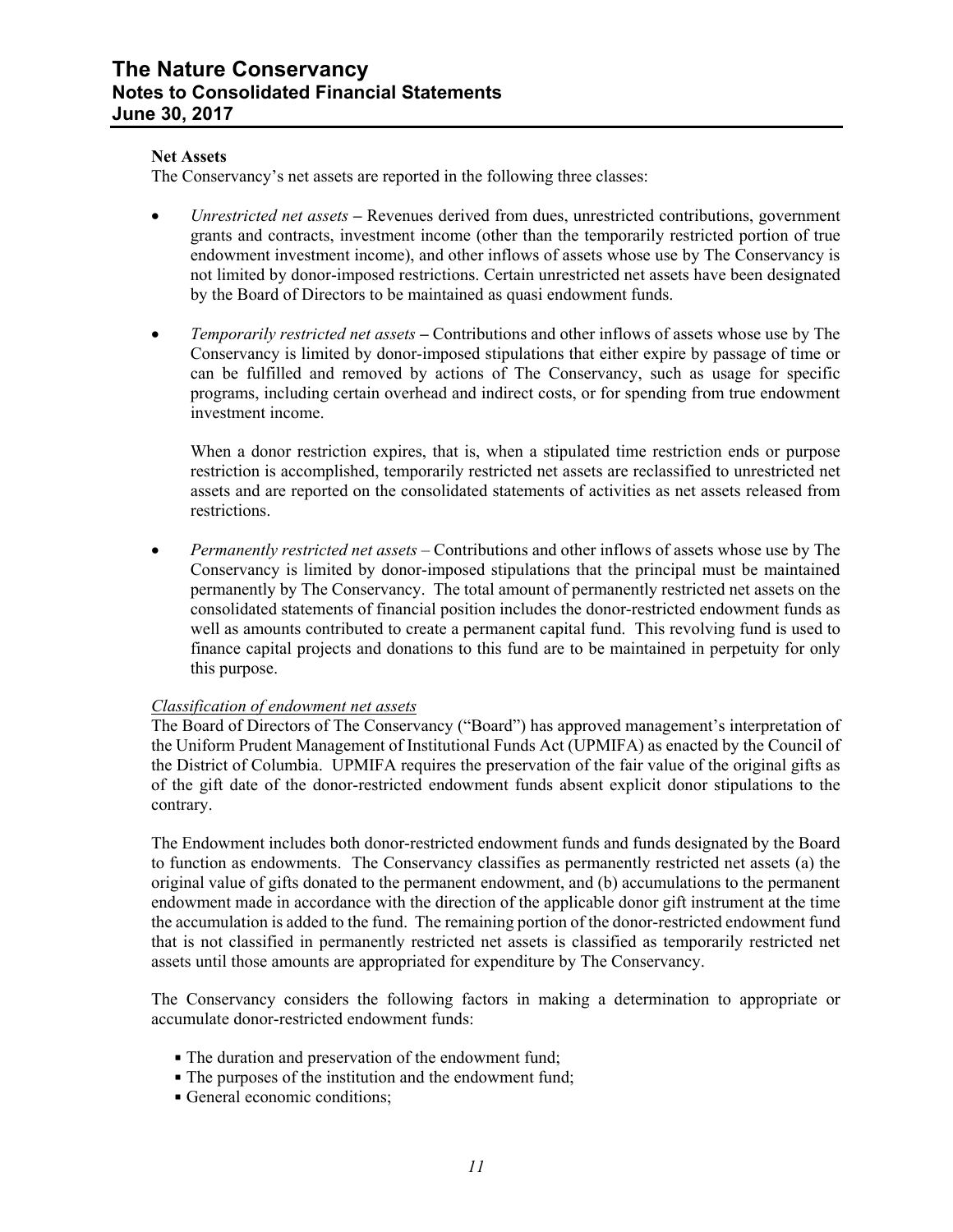**Net Assets**

The Conservancy's net assets are reported in the following three classes:

- *Unrestricted net assets* – Revenues derived from dues, unrestricted contributions, government grants and contracts, investment income (other than the temporarily restricted portion of true endowment investment income), and other inflows of assets whose use by The Conservancy is not limited by donor-imposed restrictions. Certain unrestricted net assets have been designated by the Board of Directors to be maintained as quasi endowment funds.

- *Temporarily restricted net assets* – Contributions and other inflows of assets whose use by The Conservancy is limited by donor-imposed stipulations that either expire by passage of time or can be fulfilled and removed by actions of The Conservancy, such as usage for specific programs, including certain overhead and indirect costs, or for spending from true endowment investment income.

  When a donor restriction expires, that is, when a stipulated time restriction ends or purpose restriction is accomplished, temporarily restricted net assets are reclassified to unrestricted net assets and are reported on the consolidated statements of activities as net assets released from restrictions.

- *Permanently restricted net assets* – Contributions and other inflows of assets whose use by The Conservancy is limited by donor-imposed stipulations that the principal must be maintained permanently by The Conservancy. The total amount of permanently restricted net assets on the consolidated statements of financial position includes the donor-restricted endowment funds as well as amounts contributed to create a permanent capital fund. This revolving fund is used to finance capital projects and donations to this fund are to be maintained in perpetuity for only this purpose.

*Classification of endowment net assets*

The Board of Directors of The Conservancy ("Board") has approved management's interpretation of the Uniform Prudent Management of Institutional Funds Act (UPMIFA) as enacted by the Council of the District of Columbia. UPMIFA requires the preservation of the fair value of the original gifts as of the gift date of the donor-restricted endowment funds absent explicit donor stipulations to the contrary.

The Endowment includes both donor-restricted endowment funds and funds designated by the Board to function as endowments. The Conservancy classifies as permanently restricted net assets (a) the original value of gifts donated to the permanent endowment, and (b) accumulations to the permanent endowment made in accordance with the direction of the applicable donor gift instrument at the time the accumulation is added to the fund. The remaining portion of the donor-restricted endowment fund that is not classified in permanently restricted net assets is classified as temporarily restricted net assets until those amounts are appropriated for expenditure by The Conservancy.

The Conservancy considers the following factors in making a determination to appropriate or accumulate donor-restricted endowment funds:

- The duration and preservation of the endowment fund;
- The purposes of the institution and the endowment fund;
- General economic conditions;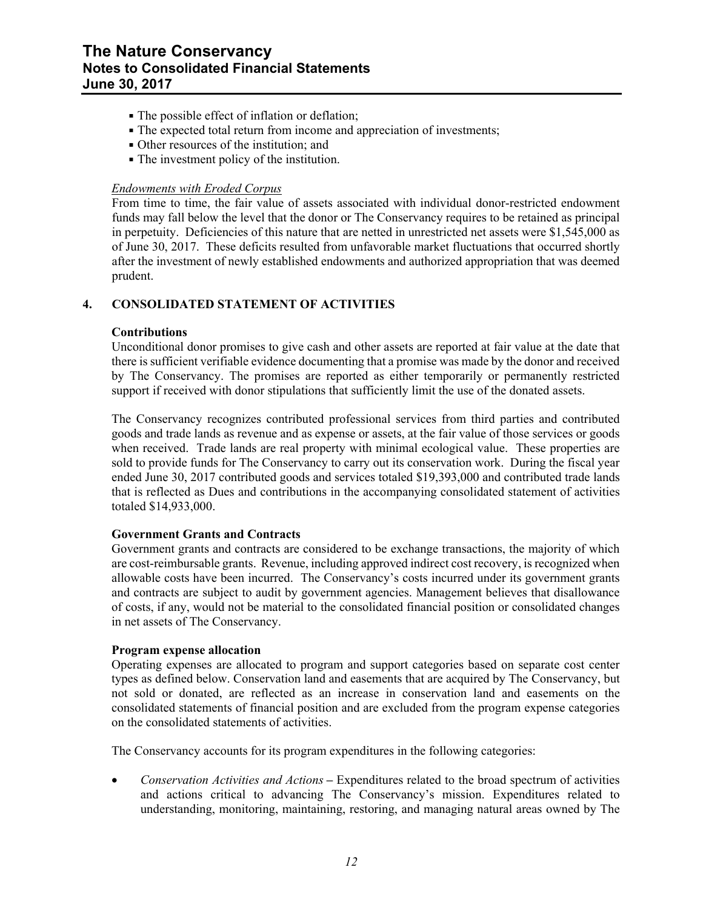- The possible effect of inflation or deflation;
- The expected total return from income and appreciation of investments;
- Other resources of the institution; and
- The investment policy of the institution.

*Endowments with Eroded Corpus*

From time to time, the fair value of assets associated with individual donor-restricted endowment funds may fall below the level that the donor or The Conservancy requires to be retained as principal in perpetuity. Deficiencies of this nature that are netted in unrestricted net assets were $1,545,000 as of June 30, 2017. These deficits resulted from unfavorable market fluctuations that occurred shortly after the investment of newly established endowments and authorized appropriation that was deemed prudent.

## 4. CONSOLIDATED STATEMENT OF ACTIVITIES

**Contributions**

Unconditional donor promises to give cash and other assets are reported at fair value at the date that there is sufficient verifiable evidence documenting that a promise was made by the donor and received by The Conservancy. The promises are reported as either temporarily or permanently restricted support if received with donor stipulations that sufficiently limit the use of the donated assets.

The Conservancy recognizes contributed professional services from third parties and contributed goods and trade lands as revenue and as expense or assets, at the fair value of those services or goods when received. Trade lands are real property with minimal ecological value. These properties are sold to provide funds for The Conservancy to carry out its conservation work. During the fiscal year ended June 30, 2017 contributed goods and services totaled $19,393,000 and contributed trade lands that is reflected as Dues and contributions in the accompanying consolidated statement of activities totaled $14,933,000.

**Government Grants and Contracts**

Government grants and contracts are considered to be exchange transactions, the majority of which are cost-reimbursable grants. Revenue, including approved indirect cost recovery, is recognized when allowable costs have been incurred. The Conservancy's costs incurred under its government grants and contracts are subject to audit by government agencies. Management believes that disallowance of costs, if any, would not be material to the consolidated financial position or consolidated changes in net assets of The Conservancy.

**Program expense allocation**

Operating expenses are allocated to program and support categories based on separate cost center types as defined below. Conservation land and easements that are acquired by The Conservancy, but not sold or donated, are reflected as an increase in conservation land and easements on the consolidated statements of financial position and are excluded from the program expense categories on the consolidated statements of activities.

The Conservancy accounts for its program expenditures in the following categories:

- *Conservation Activities and Actions* – Expenditures related to the broad spectrum of activities and actions critical to advancing The Conservancy's mission. Expenditures related to understanding, monitoring, maintaining, restoring, and managing natural areas owned by The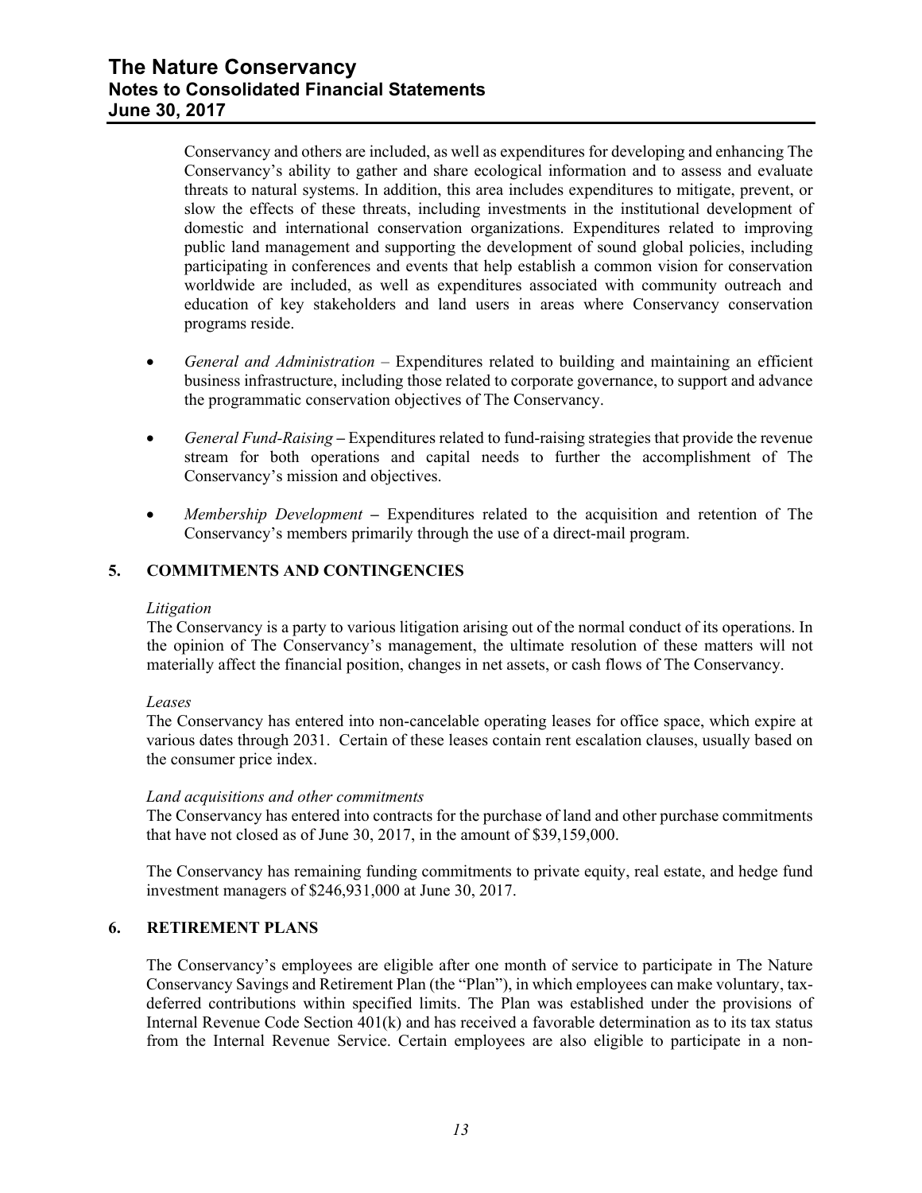Conservancy and others are included, as well as expenditures for developing and enhancing The Conservancy's ability to gather and share ecological information and to assess and evaluate threats to natural systems. In addition, this area includes expenditures to mitigate, prevent, or slow the effects of these threats, including investments in the institutional development of domestic and international conservation organizations. Expenditures related to improving public land management and supporting the development of sound global policies, including participating in conferences and events that help establish a common vision for conservation worldwide are included, as well as expenditures associated with community outreach and education of key stakeholders and land users in areas where Conservancy conservation programs reside.

- *General and Administration* – Expenditures related to building and maintaining an efficient business infrastructure, including those related to corporate governance, to support and advance the programmatic conservation objectives of The Conservancy.
- *General Fund-Raising* **–** Expenditures related to fund-raising strategies that provide the revenue stream for both operations and capital needs to further the accomplishment of The Conservancy's mission and objectives.
- *Membership Development* **–** Expenditures related to the acquisition and retention of The Conservancy's members primarily through the use of a direct-mail program.

## 5. COMMITMENTS AND CONTINGENCIES

*Litigation*
The Conservancy is a party to various litigation arising out of the normal conduct of its operations. In the opinion of The Conservancy's management, the ultimate resolution of these matters will not materially affect the financial position, changes in net assets, or cash flows of The Conservancy.

*Leases*
The Conservancy has entered into non-cancelable operating leases for office space, which expire at various dates through 2031. Certain of these leases contain rent escalation clauses, usually based on the consumer price index.

*Land acquisitions and other commitments*
The Conservancy has entered into contracts for the purchase of land and other purchase commitments that have not closed as of June 30, 2017, in the amount of $39,159,000.

The Conservancy has remaining funding commitments to private equity, real estate, and hedge fund investment managers of $246,931,000 at June 30, 2017.

## 6. RETIREMENT PLANS

The Conservancy's employees are eligible after one month of service to participate in The Nature Conservancy Savings and Retirement Plan (the "Plan"), in which employees can make voluntary, tax-deferred contributions within specified limits. The Plan was established under the provisions of Internal Revenue Code Section 401(k) and has received a favorable determination as to its tax status from the Internal Revenue Service. Certain employees are also eligible to participate in a non-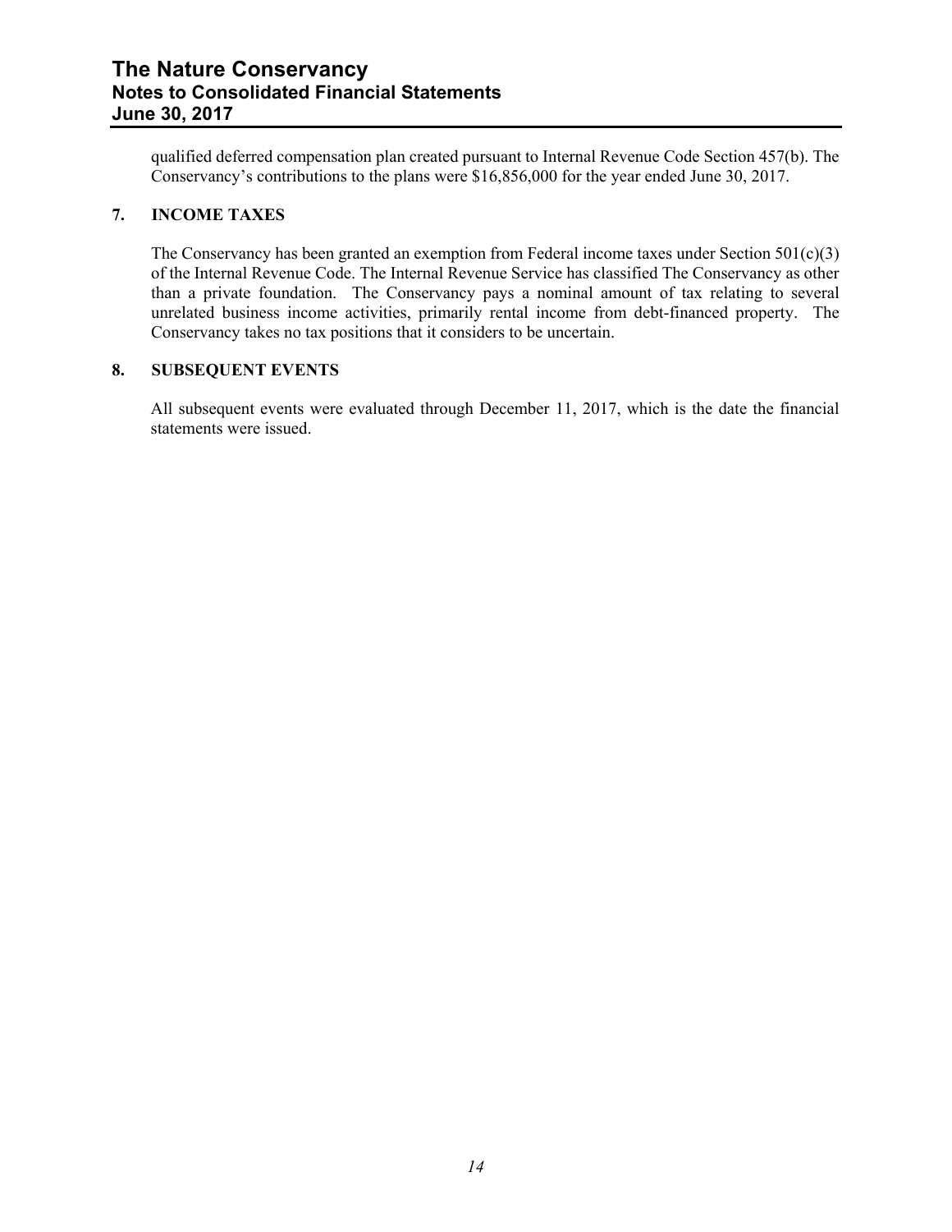qualified deferred compensation plan created pursuant to Internal Revenue Code Section 457(b). The Conservancy's contributions to the plans were $16,856,000 for the year ended June 30, 2017.

## 7. INCOME TAXES

The Conservancy has been granted an exemption from Federal income taxes under Section 501(c)(3) of the Internal Revenue Code. The Internal Revenue Service has classified The Conservancy as other than a private foundation. The Conservancy pays a nominal amount of tax relating to several unrelated business income activities, primarily rental income from debt-financed property. The Conservancy takes no tax positions that it considers to be uncertain.

## 8. SUBSEQUENT EVENTS

All subsequent events were evaluated through December 11, 2017, which is the date the financial statements were issued.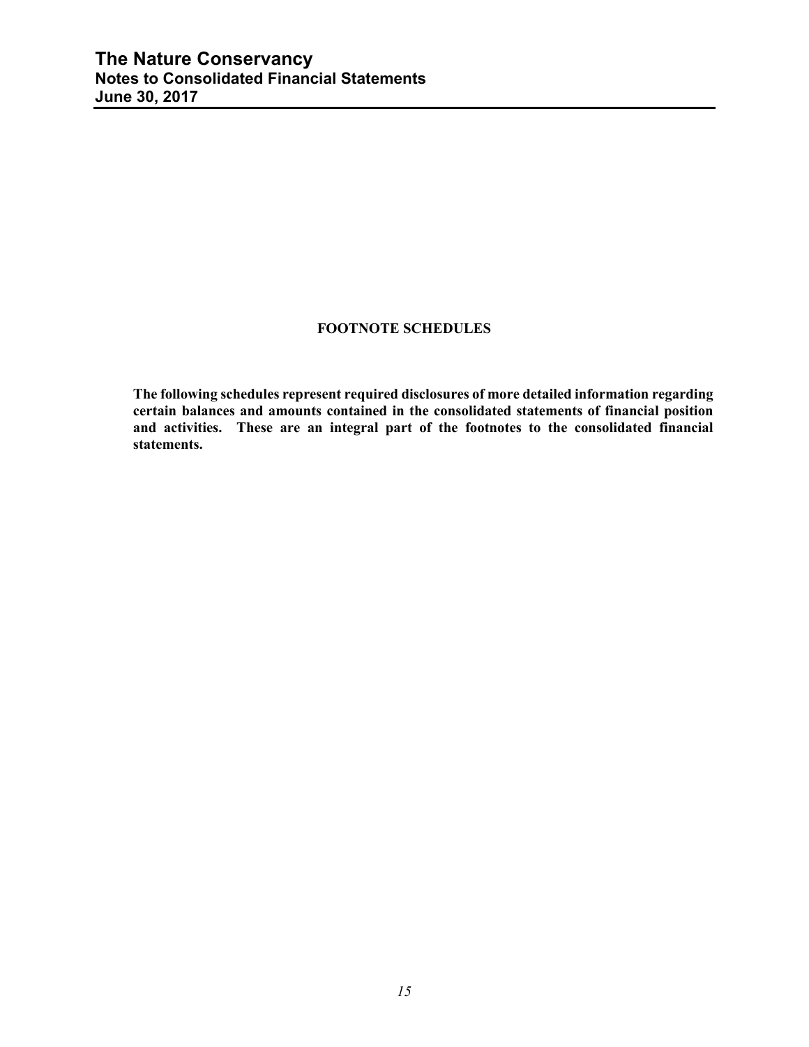## FOOTNOTE SCHEDULES

**The following schedules represent required disclosures of more detailed information regarding certain balances and amounts contained in the consolidated statements of financial position and activities. These are an integral part of the footnotes to the consolidated financial statements.**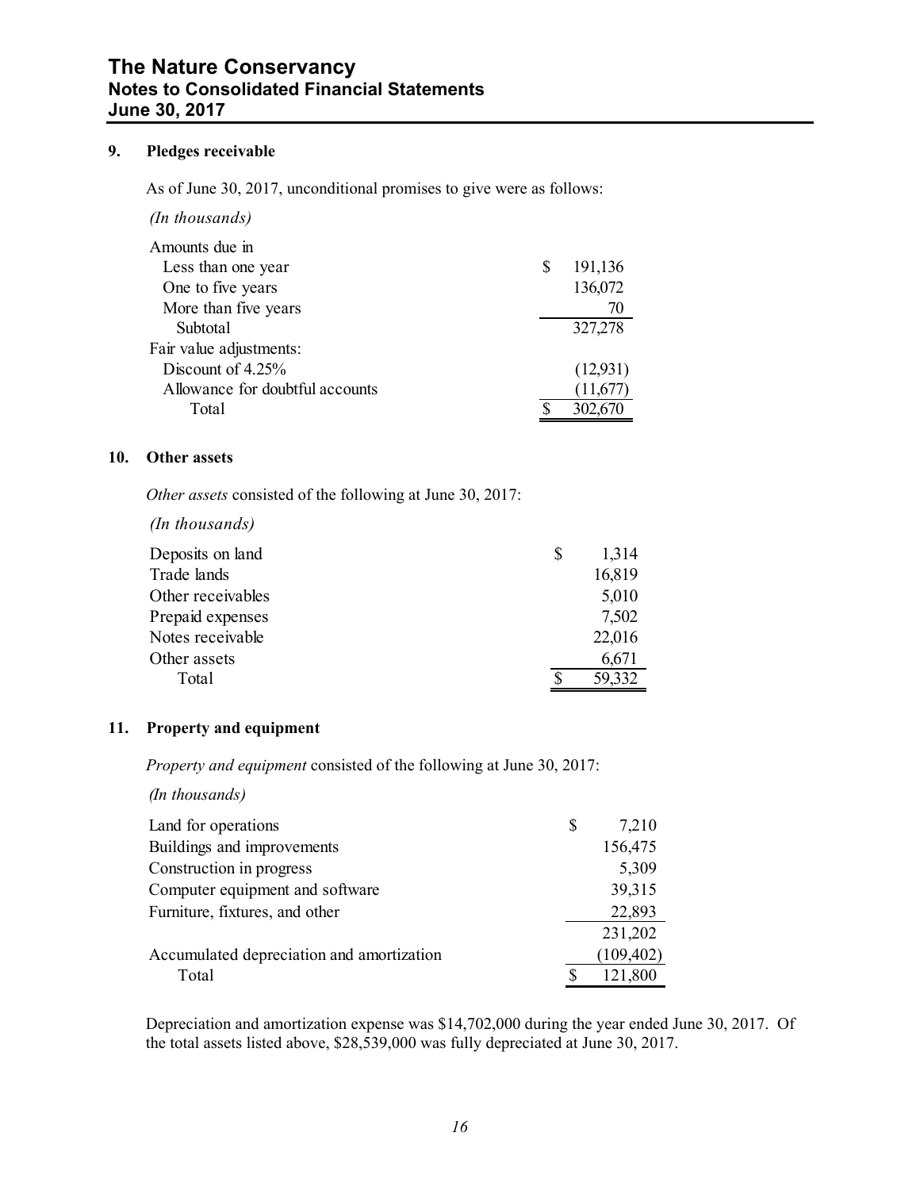## 9. Pledges receivable

As of June 30, 2017, unconditional promises to give were as follows:

*(In thousands)*

| | |
|---|---|
| Amounts due in | |
| Less than one year | $ 191,136 |
| One to five years | 136,072 |
| More than five years | 70 |
| Subtotal | 327,278 |
| Fair value adjustments: | |
| Discount of 4.25% | (12,931) |
| Allowance for doubtful accounts | (11,677) |
| Total | $ 302,670 |

## 10. Other assets

*Other assets* consisted of the following at June 30, 2017:

*(In thousands)*

| | |
|---|---|
| Deposits on land | $ 1,314 |
| Trade lands | 16,819 |
| Other receivables | 5,010 |
| Prepaid expenses | 7,502 |
| Notes receivable | 22,016 |
| Other assets | 6,671 |
| Total | $ 59,332 |

## 11. Property and equipment

*Property and equipment* consisted of the following at June 30, 2017:

*(In thousands)*

| | |
|---|---|
| Land for operations | $ 7,210 |
| Buildings and improvements | 156,475 |
| Construction in progress | 5,309 |
| Computer equipment and software | 39,315 |
| Furniture, fixtures, and other | 22,893 |
| | 231,202 |
| Accumulated depreciation and amortization | (109,402) |
| Total | $ 121,800 |

Depreciation and amortization expense was $14,702,000 during the year ended June 30, 2017. Of the total assets listed above, $28,539,000 was fully depreciated at June 30, 2017.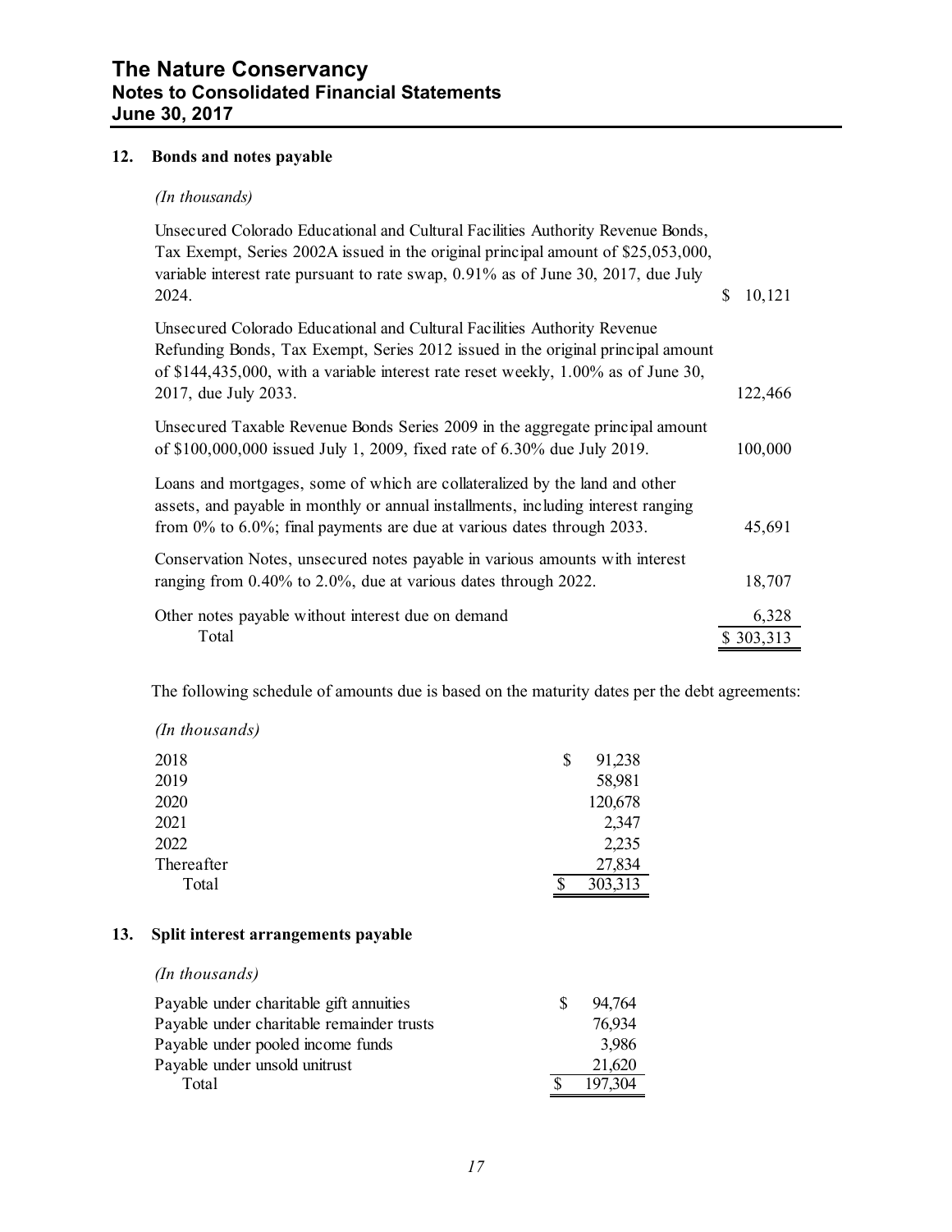The Nature Conservancy
Notes to Consolidated Financial Statements
June 30, 2017

## 12. Bonds and notes payable

*(In thousands)*

| | |
|---|---|
| Unsecured Colorado Educational and Cultural Facilities Authority Revenue Bonds, Tax Exempt, Series 2002A issued in the original principal amount of $25,053,000, variable interest rate pursuant to rate swap, 0.91% as of June 30, 2017, due July 2024. | $ 10,121 |
| Unsecured Colorado Educational and Cultural Facilities Authority Revenue Refunding Bonds, Tax Exempt, Series 2012 issued in the original principal amount of $144,435,000, with a variable interest rate reset weekly, 1.00% as of June 30, 2017, due July 2033. | 122,466 |
| Unsecured Taxable Revenue Bonds Series 2009 in the aggregate principal amount of $100,000,000 issued July 1, 2009, fixed rate of 6.30% due July 2019. | 100,000 |
| Loans and mortgages, some of which are collateralized by the land and other assets, and payable in monthly or annual installments, including interest ranging from 0% to 6.0%; final payments are due at various dates through 2033. | 45,691 |
| Conservation Notes, unsecured notes payable in various amounts with interest ranging from 0.40% to 2.0%, due at various dates through 2022. | 18,707 |
| Other notes payable without interest due on demand | 6,328 |
| Total | $ 303,313 |

The following schedule of amounts due is based on the maturity dates per the debt agreements:

*(In thousands)*

| | |
|---|---|
| 2018 | $ 91,238 |
| 2019 | 58,981 |
| 2020 | 120,678 |
| 2021 | 2,347 |
| 2022 | 2,235 |
| Thereafter | 27,834 |
| Total | $ 303,313 |

## 13. Split interest arrangements payable

*(In thousands)*

| | |
|---|---|
| Payable under charitable gift annuities | $ 94,764 |
| Payable under charitable remainder trusts | 76,934 |
| Payable under pooled income funds | 3,986 |
| Payable under unsold unitrust | 21,620 |
| Total | $ 197,304 |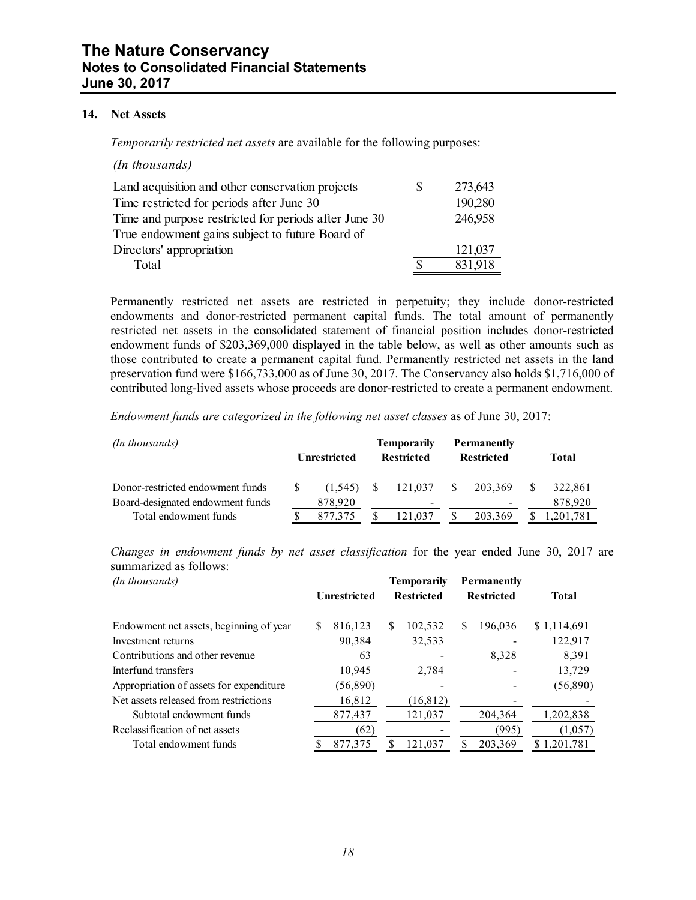## 14. Net Assets

*Temporarily restricted net assets* are available for the following purposes:

*(In thousands)*

| | |
|---|---|
| Land acquisition and other conservation projects | $ 273,643 |
| Time restricted for periods after June 30 | 190,280 |
| Time and purpose restricted for periods after June 30 | 246,958 |
| True endowment gains subject to future Board of Directors' appropriation | 121,037 |
| Total | $ 831,918 |

Permanently restricted net assets are restricted in perpetuity; they include donor-restricted endowments and donor-restricted permanent capital funds. The total amount of permanently restricted net assets in the consolidated statement of financial position includes donor-restricted endowment funds of $203,369,000 displayed in the table below, as well as other amounts such as those contributed to create a permanent capital fund. Permanently restricted net assets in the land preservation fund were $166,733,000 as of June 30, 2017. The Conservancy also holds $1,716,000 of contributed long-lived assets whose proceeds are donor-restricted to create a permanent endowment.

*Endowment funds are categorized in the following net asset classes* as of June 30, 2017:

| *(In thousands)* | Unrestricted | Temporarily Restricted | Permanently Restricted | Total |
|---|---|---|---|---|
| Donor-restricted endowment funds | $ (1,545) | $ 121,037 | $ 203,369 | $ 322,861 |
| Board-designated endowment funds | 878,920 | - | - | 878,920 |
| Total endowment funds | $ 877,375 | $ 121,037 | $ 203,369 | $ 1,201,781 |

*Changes in endowment funds by net asset classification* for the year ended June 30, 2017 are summarized as follows:

| *(In thousands)* | Unrestricted | Temporarily Restricted | Permanently Restricted | Total |
|---|---|---|---|---|
| Endowment net assets, beginning of year | $ 816,123 | $ 102,532 | $ 196,036 | $ 1,114,691 |
| Investment returns | 90,384 | 32,533 | - | 122,917 |
| Contributions and other revenue | 63 | - | 8,328 | 8,391 |
| Interfund transfers | 10,945 | 2,784 | - | 13,729 |
| Appropriation of assets for expenditure | (56,890) | - | - | (56,890) |
| Net assets released from restrictions | 16,812 | (16,812) | - | - |
| Subtotal endowment funds | 877,437 | 121,037 | 204,364 | 1,202,838 |
| Reclassification of net assets | (62) | - | (995) | (1,057) |
| Total endowment funds | $ 877,375 | $ 121,037 | $ 203,369 | $ 1,201,781 |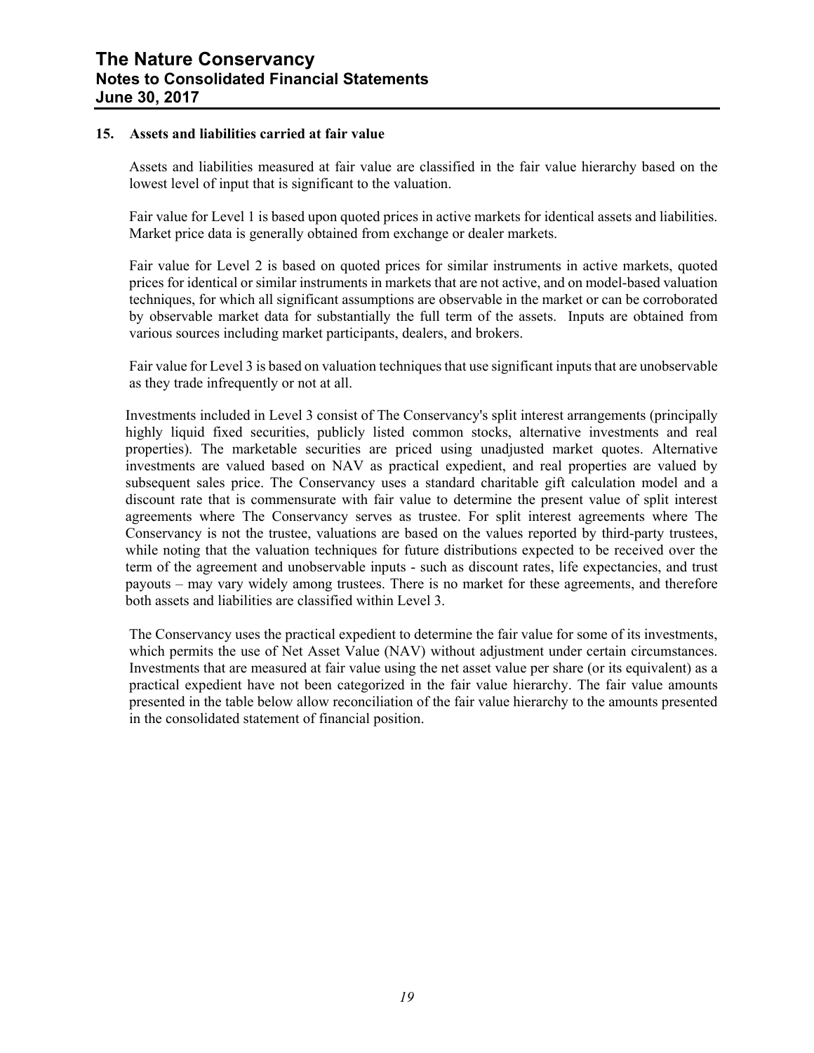## 15. Assets and liabilities carried at fair value

Assets and liabilities measured at fair value are classified in the fair value hierarchy based on the lowest level of input that is significant to the valuation.

Fair value for Level 1 is based upon quoted prices in active markets for identical assets and liabilities. Market price data is generally obtained from exchange or dealer markets.

Fair value for Level 2 is based on quoted prices for similar instruments in active markets, quoted prices for identical or similar instruments in markets that are not active, and on model-based valuation techniques, for which all significant assumptions are observable in the market or can be corroborated by observable market data for substantially the full term of the assets. Inputs are obtained from various sources including market participants, dealers, and brokers.

Fair value for Level 3 is based on valuation techniques that use significant inputs that are unobservable as they trade infrequently or not at all.

Investments included in Level 3 consist of The Conservancy's split interest arrangements (principally highly liquid fixed securities, publicly listed common stocks, alternative investments and real properties). The marketable securities are priced using unadjusted market quotes. Alternative investments are valued based on NAV as practical expedient, and real properties are valued by subsequent sales price. The Conservancy uses a standard charitable gift calculation model and a discount rate that is commensurate with fair value to determine the present value of split interest agreements where The Conservancy serves as trustee. For split interest agreements where The Conservancy is not the trustee, valuations are based on the values reported by third-party trustees, while noting that the valuation techniques for future distributions expected to be received over the term of the agreement and unobservable inputs - such as discount rates, life expectancies, and trust payouts – may vary widely among trustees. There is no market for these agreements, and therefore both assets and liabilities are classified within Level 3.

The Conservancy uses the practical expedient to determine the fair value for some of its investments, which permits the use of Net Asset Value (NAV) without adjustment under certain circumstances. Investments that are measured at fair value using the net asset value per share (or its equivalent) as a practical expedient have not been categorized in the fair value hierarchy. The fair value amounts presented in the table below allow reconciliation of the fair value hierarchy to the amounts presented in the consolidated statement of financial position.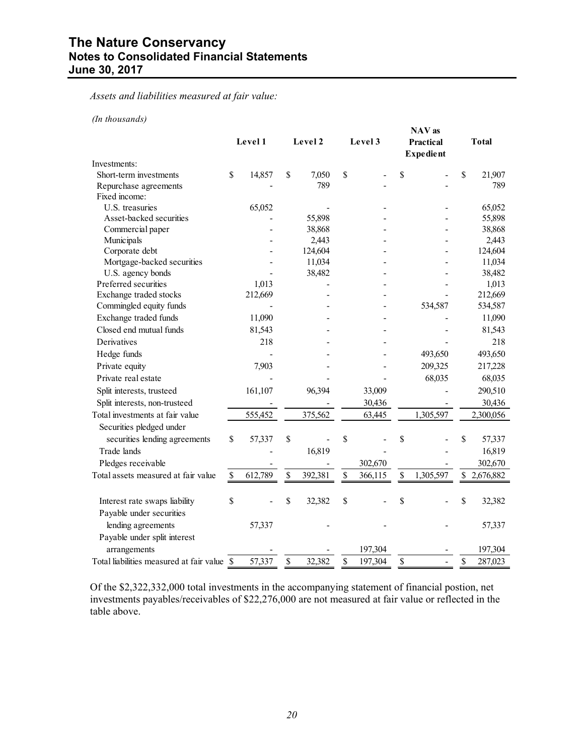*Assets and liabilities measured at fair value:*

*(In thousands)*

| | Level 1 | Level 2 | Level 3 | NAV as Practical Expedient | Total |
|---|---|---|---|---|---|
| Investments: | | | | | |
| Short-term investments | $ 14,857 | $ 7,050 | $ - | $ - | $ 21,907 |
| Repurchase agreements | - | 789 | - | - | 789 |
| Fixed income: | | | | | |
| U.S. treasuries | 65,052 | - | - | - | 65,052 |
| Asset-backed securities | - | 55,898 | - | - | 55,898 |
| Commercial paper | - | 38,868 | - | - | 38,868 |
| Municipals | - | 2,443 | - | - | 2,443 |
| Corporate debt | - | 124,604 | - | - | 124,604 |
| Mortgage-backed securities | - | 11,034 | - | - | 11,034 |
| U.S. agency bonds | - | 38,482 | - | - | 38,482 |
| Preferred securities | 1,013 | - | - | - | 1,013 |
| Exchange traded stocks | 212,669 | - | - | - | 212,669 |
| Commingled equity funds | - | - | - | 534,587 | 534,587 |
| Exchange traded funds | 11,090 | - | - | - | 11,090 |
| Closed end mutual funds | 81,543 | - | - | - | 81,543 |
| Derivatives | 218 | - | - | - | 218 |
| Hedge funds | - | - | - | 493,650 | 493,650 |
| Private equity | 7,903 | - | - | 209,325 | 217,228 |
| Private real estate | - | - | - | 68,035 | 68,035 |
| Split interests, trusteed | 161,107 | 96,394 | 33,009 | - | 290,510 |
| Split interests, non-trusteed | - | - | 30,436 | - | 30,436 |
| Total investments at fair value | 555,452 | 375,562 | 63,445 | 1,305,597 | 2,300,056 |
| Securities pledged under securities lending agreements | $ 57,337 | $ - | $ - | $ - | $ 57,337 |
| Trade lands | - | 16,819 | - | - | 16,819 |
| Pledges receivable | - | - | 302,670 | - | 302,670 |
| Total assets measured at fair value | $ 612,789 | $ 392,381 | $ 366,115 | $ 1,305,597 | $ 2,676,882 |
| | | | | | |
| Interest rate swaps liability | $ - | $ 32,382 | $ - | $ - | $ 32,382 |
| Payable under securities lending agreements | 57,337 | - | - | - | 57,337 |
| Payable under split interest arrangements | - | - | 197,304 | - | 197,304 |
| Total liabilities measured at fair value | $ 57,337 | $ 32,382 | $ 197,304 | $ - | $ 287,023 |

Of the $2,322,332,000 total investments in the accompanying statement of financial postion, net investments payables/receivables of $22,276,000 are not measured at fair value or reflected in the table above.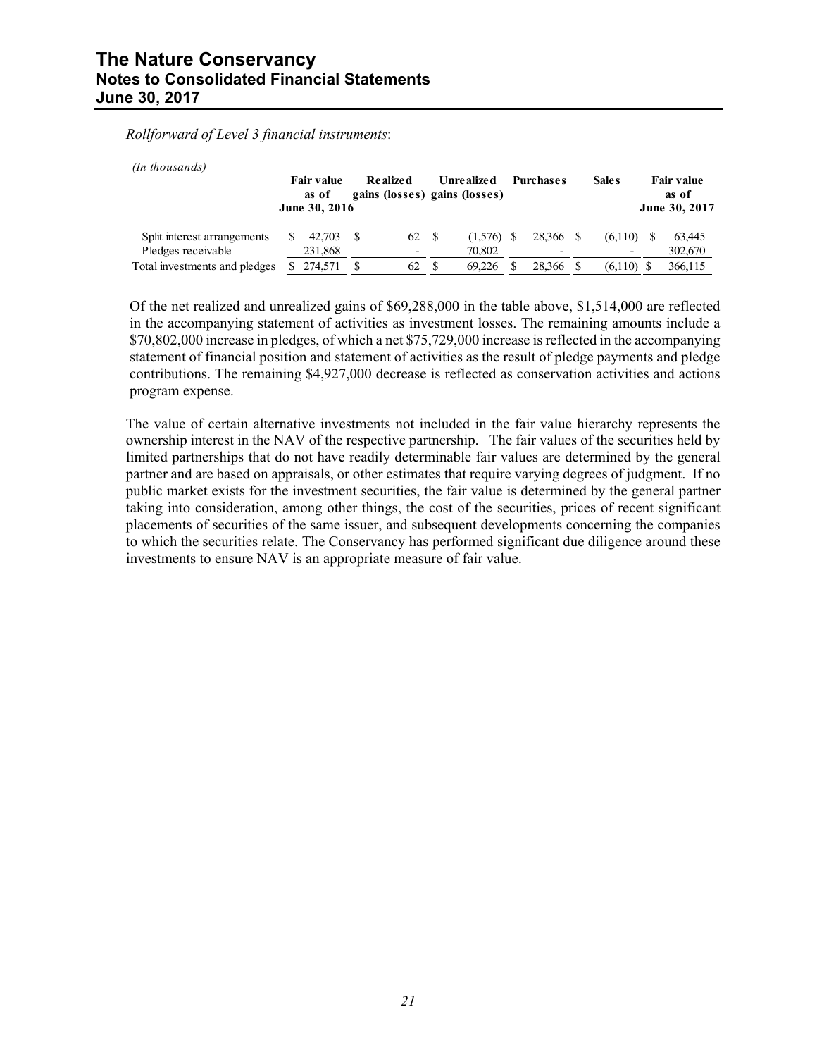*Rollforward of Level 3 financial instruments*:

*(In thousands)*

| | Fair value as of June 30, 2016 | Realized gains (losses) | Unrealized gains (losses) | Purchases | Sales | Fair value as of June 30, 2017 |
|---|---|---|---|---|---|---|
| Split interest arrangements | $ 42,703 | $ 62 | $ (1,576) | $ 28,366 | $ (6,110) | $ 63,445 |
| Pledges receivable | 231,868 | - | 70,802 | - | - | 302,670 |
| Total investments and pledges | $ 274,571 | $ 62 | $ 69,226 | $ 28,366 | $ (6,110) | $ 366,115 |

Of the net realized and unrealized gains of $69,288,000 in the table above, $1,514,000 are reflected in the accompanying statement of activities as investment losses. The remaining amounts include a $70,802,000 increase in pledges, of which a net $75,729,000 increase is reflected in the accompanying statement of financial position and statement of activities as the result of pledge payments and pledge contributions. The remaining $4,927,000 decrease is reflected as conservation activities and actions program expense.

The value of certain alternative investments not included in the fair value hierarchy represents the ownership interest in the NAV of the respective partnership. The fair values of the securities held by limited partnerships that do not have readily determinable fair values are determined by the general partner and are based on appraisals, or other estimates that require varying degrees of judgment. If no public market exists for the investment securities, the fair value is determined by the general partner taking into consideration, among other things, the cost of the securities, prices of recent significant placements of securities of the same issuer, and subsequent developments concerning the companies to which the securities relate. The Conservancy has performed significant due diligence around these investments to ensure NAV is an appropriate measure of fair value.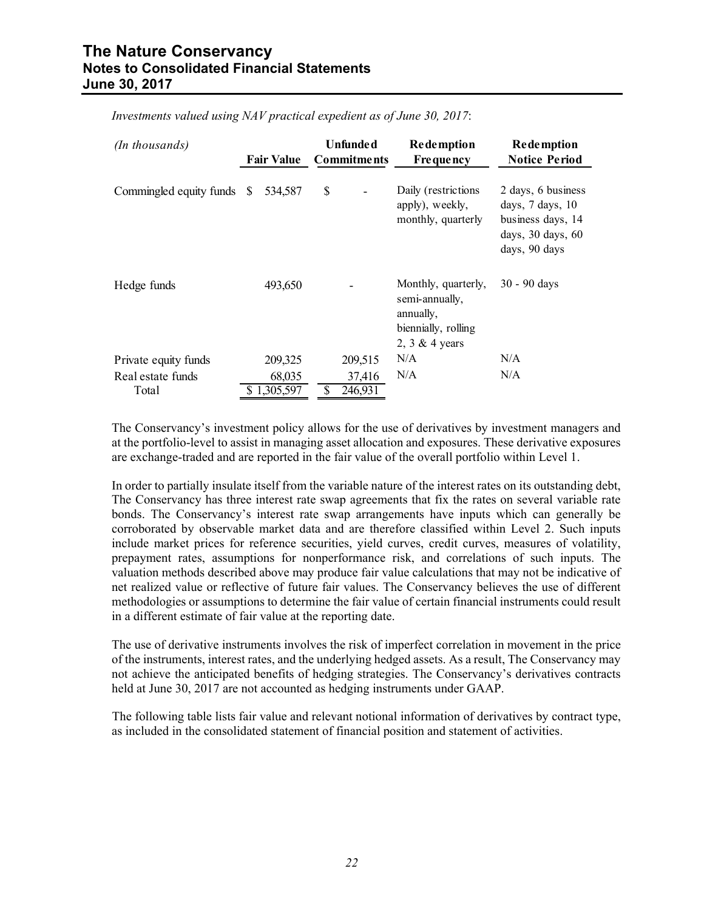*Investments valued using NAV practical expedient as of June 30, 2017*:

| *(In thousands)* | Fair Value | Unfunded Commitments | Redemption Frequency | Redemption Notice Period |
|---|---|---|---|---|
| Commingled equity funds | $ 534,587 | $ - | Daily (restrictions apply), weekly, monthly, quarterly | 2 days, 6 business days, 7 days, 10 business days, 14 days, 30 days, 60 days, 90 days |
| Hedge funds | 493,650 | - | Monthly, quarterly, semi-annually, annually, biennially, rolling 2, 3 & 4 years | 30 - 90 days |
| Private equity funds | 209,325 | 209,515 | N/A | N/A |
| Real estate funds | 68,035 | 37,416 | N/A | N/A |
| Total | $ 1,305,597 | $ 246,931 | | |

The Conservancy's investment policy allows for the use of derivatives by investment managers and at the portfolio-level to assist in managing asset allocation and exposures. These derivative exposures are exchange-traded and are reported in the fair value of the overall portfolio within Level 1.

In order to partially insulate itself from the variable nature of the interest rates on its outstanding debt, The Conservancy has three interest rate swap agreements that fix the rates on several variable rate bonds. The Conservancy's interest rate swap arrangements have inputs which can generally be corroborated by observable market data and are therefore classified within Level 2. Such inputs include market prices for reference securities, yield curves, credit curves, measures of volatility, prepayment rates, assumptions for nonperformance risk, and correlations of such inputs. The valuation methods described above may produce fair value calculations that may not be indicative of net realized value or reflective of future fair values. The Conservancy believes the use of different methodologies or assumptions to determine the fair value of certain financial instruments could result in a different estimate of fair value at the reporting date.

The use of derivative instruments involves the risk of imperfect correlation in movement in the price of the instruments, interest rates, and the underlying hedged assets. As a result, The Conservancy may not achieve the anticipated benefits of hedging strategies. The Conservancy's derivatives contracts held at June 30, 2017 are not accounted as hedging instruments under GAAP.

The following table lists fair value and relevant notional information of derivatives by contract type, as included in the consolidated statement of financial position and statement of activities.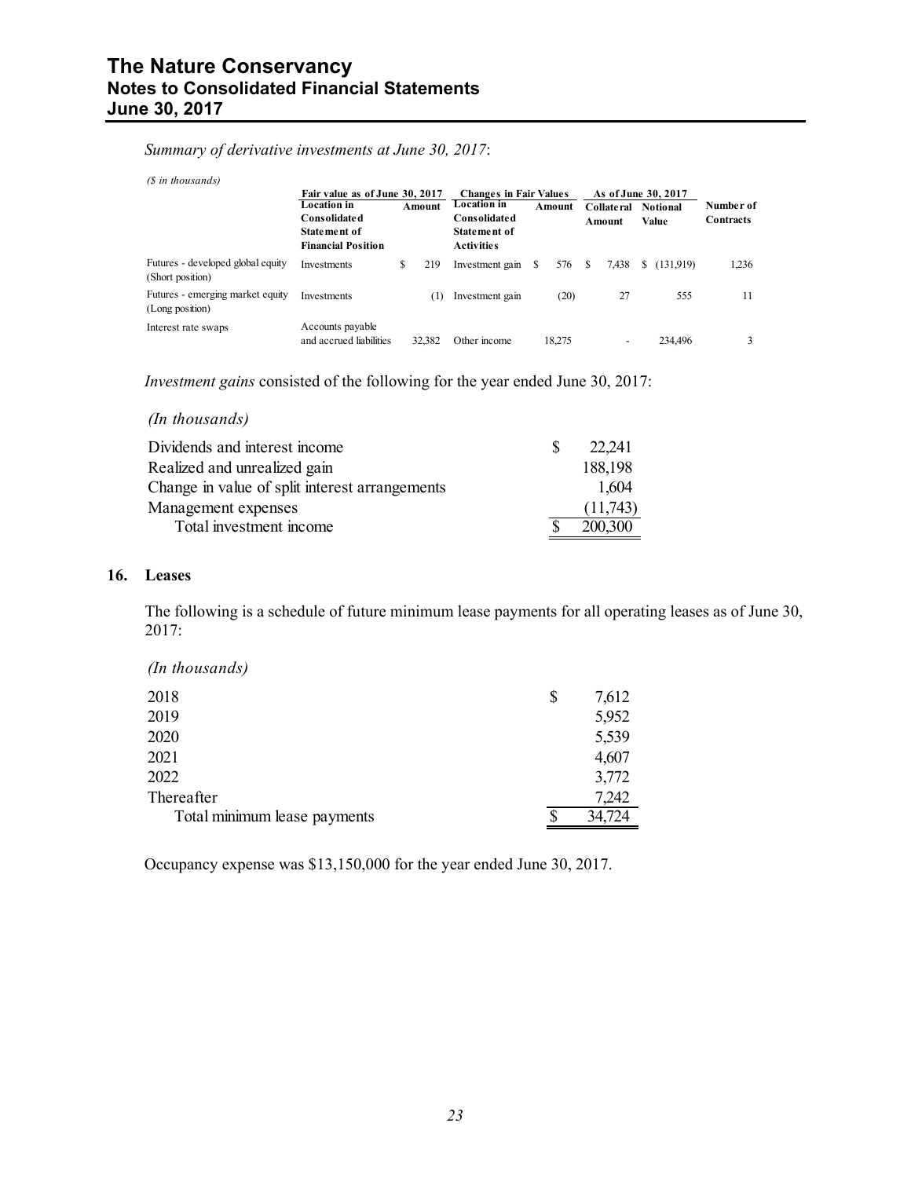*Summary of derivative investments at June 30, 2017*:

*($ in thousands)*

| | Fair value as of June 30, 2017 | | Changes in Fair Values | | As of June 30, 2017 | | |
|---|---|---|---|---|---|---|---|
| | **Location in Consolidated Statement of Financial Position** | **Amount** | **Location in Consolidated Statement of Activities** | **Amount** | **Collateral Amount** | **Notional Value** | **Number of Contracts** |
| Futures - developed global equity (Short position) | Investments | $ 219 | Investment gain | $ 576 | $ 7,438 | $ (131,919) | 1,236 |
| Futures - emerging market equity (Long position) | Investments | (1) | Investment gain | (20) | 27 | 555 | 11 |
| Interest rate swaps | Accounts payable and accrued liabilities | 32,382 | Other income | 18,275 | - | 234,496 | 3 |

*Investment gains* consisted of the following for the year ended June 30, 2017:

*(In thousands)*

| | |
|---|---|
| Dividends and interest income | $ 22,241 |
| Realized and unrealized gain | 188,198 |
| Change in value of split interest arrangements | 1,604 |
| Management expenses | (11,743) |
| Total investment income | $ 200,300 |

## 16. Leases

The following is a schedule of future minimum lease payments for all operating leases as of June 30, 2017:

*(In thousands)*

| | |
|---|---|
| 2018 | $ 7,612 |
| 2019 | 5,952 |
| 2020 | 5,539 |
| 2021 | 4,607 |
| 2022 | 3,772 |
| Thereafter | 7,242 |
| Total minimum lease payments | $ 34,724 |

Occupancy expense was $13,150,000 for the year ended June 30, 2017.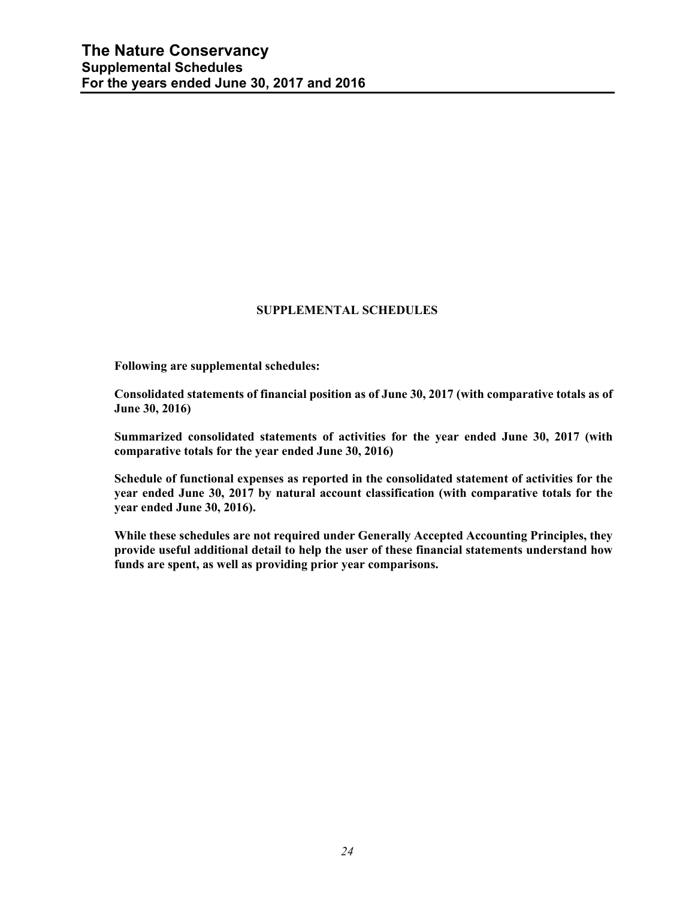# SUPPLEMENTAL SCHEDULES

**Following are supplemental schedules:**

**Consolidated statements of financial position as of June 30, 2017 (with comparative totals as of June 30, 2016)**

**Summarized consolidated statements of activities for the year ended June 30, 2017 (with comparative totals for the year ended June 30, 2016)**

**Schedule of functional expenses as reported in the consolidated statement of activities for the year ended June 30, 2017 by natural account classification (with comparative totals for the year ended June 30, 2016).**

**While these schedules are not required under Generally Accepted Accounting Principles, they provide useful additional detail to help the user of these financial statements understand how funds are spent, as well as providing prior year comparisons.**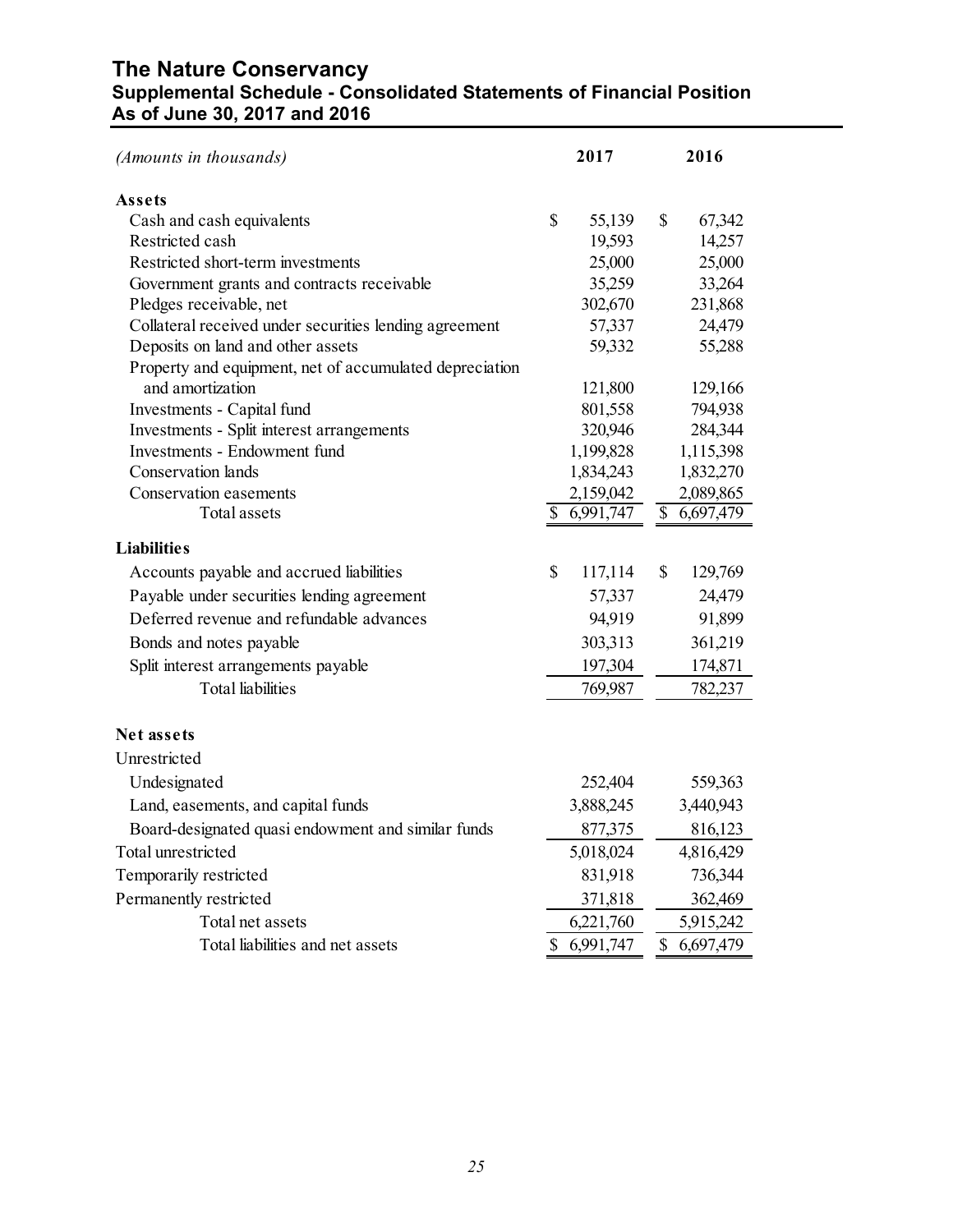# The Nature Conservancy
## Supplemental Schedule - Consolidated Statements of Financial Position
## As of June 30, 2017 and 2016

| *(Amounts in thousands)* | 2017 | 2016 |
|---|---|---|
| **Assets** | | |
| Cash and cash equivalents | $ 55,139 | $ 67,342 |
| Restricted cash | 19,593 | 14,257 |
| Restricted short-term investments | 25,000 | 25,000 |
| Government grants and contracts receivable | 35,259 | 33,264 |
| Pledges receivable, net | 302,670 | 231,868 |
| Collateral received under securities lending agreement | 57,337 | 24,479 |
| Deposits on land and other assets | 59,332 | 55,288 |
| Property and equipment, net of accumulated depreciation and amortization | 121,800 | 129,166 |
| Investments - Capital fund | 801,558 | 794,938 |
| Investments - Split interest arrangements | 320,946 | 284,344 |
| Investments - Endowment fund | 1,199,828 | 1,115,398 |
| Conservation lands | 1,834,243 | 1,832,270 |
| Conservation easements | 2,159,042 | 2,089,865 |
| Total assets | $ 6,991,747 | $ 6,697,479 |
| **Liabilities** | | |
| Accounts payable and accrued liabilities | $ 117,114 | $ 129,769 |
| Payable under securities lending agreement | 57,337 | 24,479 |
| Deferred revenue and refundable advances | 94,919 | 91,899 |
| Bonds and notes payable | 303,313 | 361,219 |
| Split interest arrangements payable | 197,304 | 174,871 |
| Total liabilities | 769,987 | 782,237 |
| **Net assets** | | |
| Unrestricted | | |
| Undesignated | 252,404 | 559,363 |
| Land, easements, and capital funds | 3,888,245 | 3,440,943 |
| Board-designated quasi endowment and similar funds | 877,375 | 816,123 |
| Total unrestricted | 5,018,024 | 4,816,429 |
| Temporarily restricted | 831,918 | 736,344 |
| Permanently restricted | 371,818 | 362,469 |
| Total net assets | 6,221,760 | 5,915,242 |
| Total liabilities and net assets | $ 6,991,747 | $ 6,697,479 |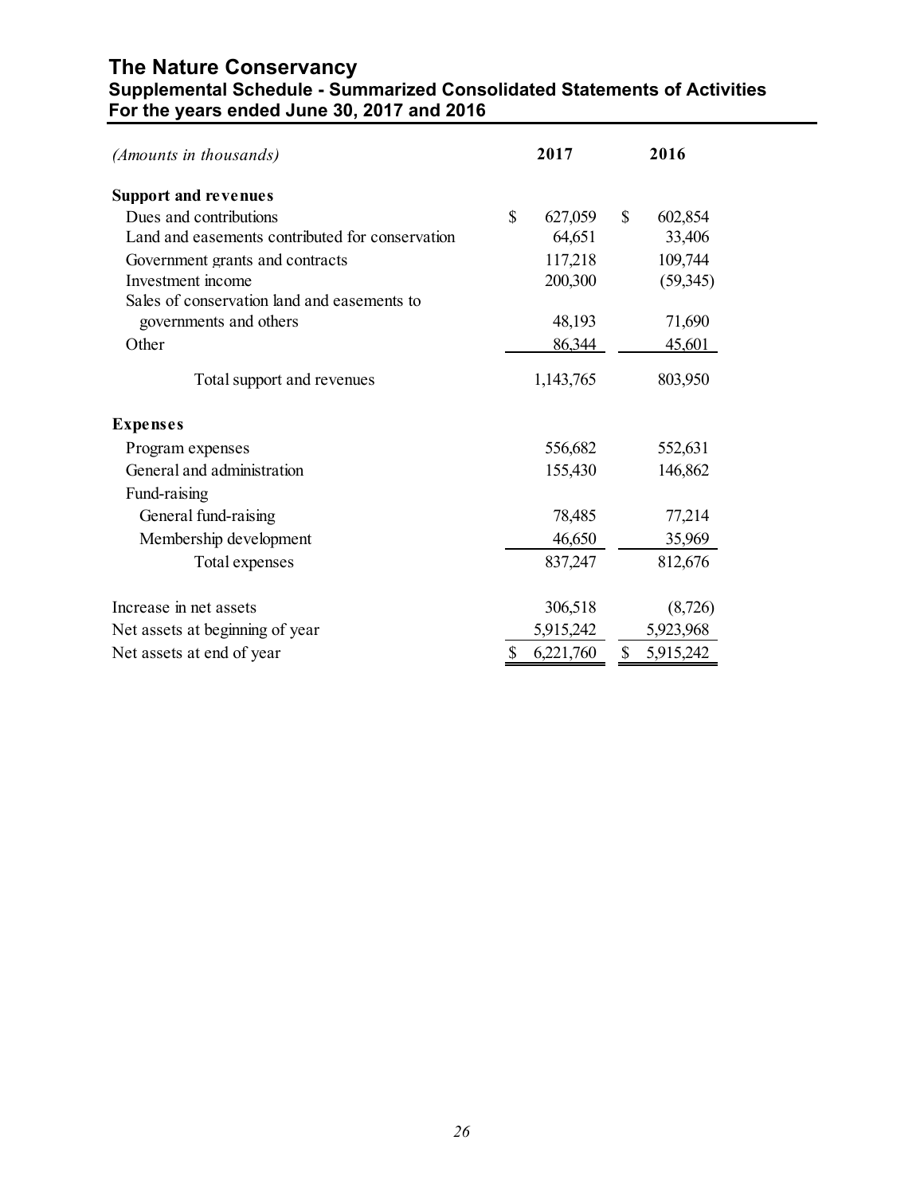# The Nature Conservancy

## Supplemental Schedule - Summarized Consolidated Statements of Activities

## For the years ended June 30, 2017 and 2016

| *(Amounts in thousands)* | 2017 | 2016 |
|---|---|---|
| **Support and revenues** | | |
| Dues and contributions | $ 627,059 | $ 602,854 |
| Land and easements contributed for conservation | 64,651 | 33,406 |
| Government grants and contracts | 117,218 | 109,744 |
| Investment income | 200,300 | (59,345) |
| Sales of conservation land and easements to governments and others | 48,193 | 71,690 |
| Other | 86,344 | 45,601 |
| Total support and revenues | 1,143,765 | 803,950 |
| **Expenses** | | |
| Program expenses | 556,682 | 552,631 |
| General and administration | 155,430 | 146,862 |
| Fund-raising | | |
| General fund-raising | 78,485 | 77,214 |
| Membership development | 46,650 | 35,969 |
| Total expenses | 837,247 | 812,676 |
| Increase in net assets | 306,518 | (8,726) |
| Net assets at beginning of year | 5,915,242 | 5,923,968 |
| Net assets at end of year | $ 6,221,760 | $ 5,915,242 |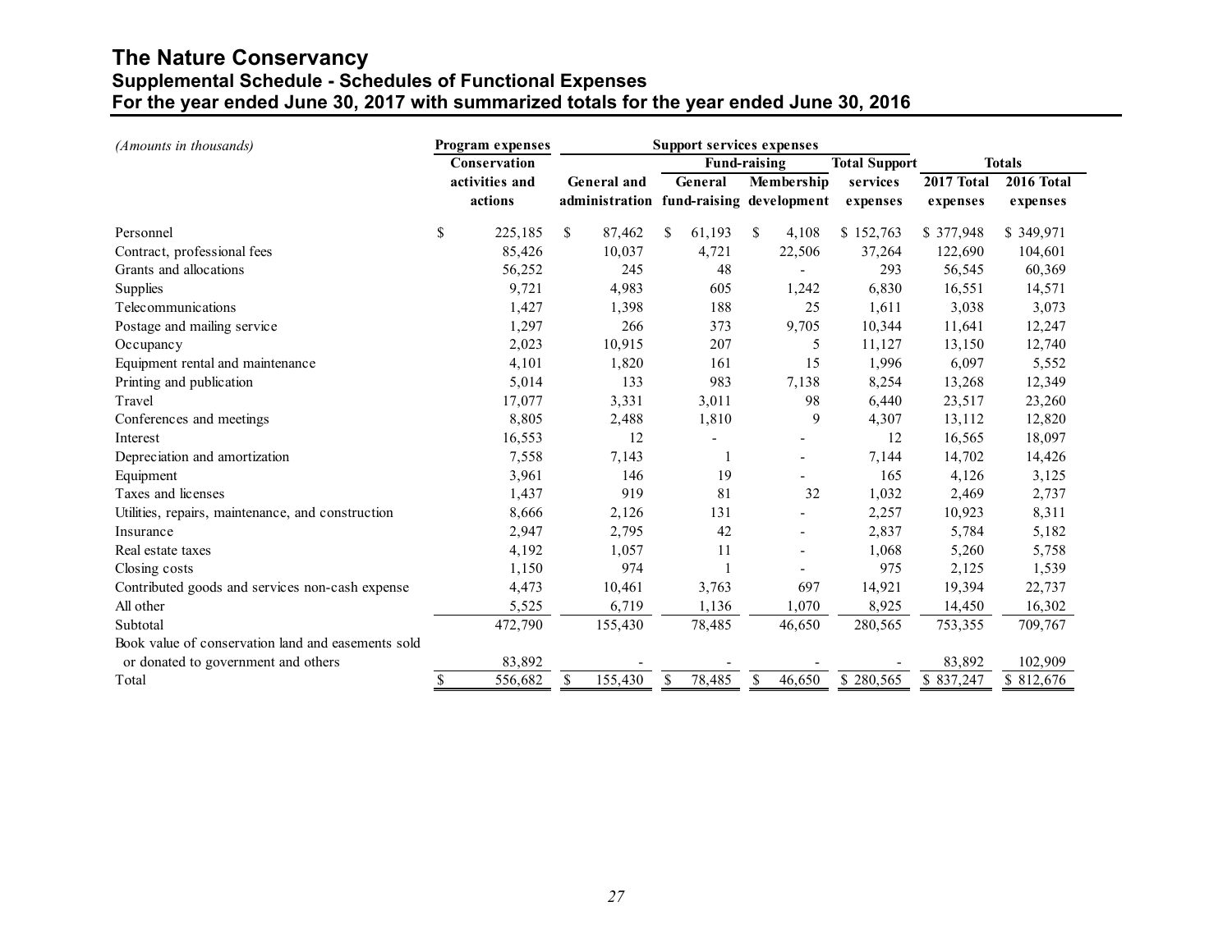# The Nature Conservancy

## Supplemental Schedule - Schedules of Functional Expenses

## For the year ended June 30, 2017 with summarized totals for the year ended June 30, 2016

| *(Amounts in thousands)* | Program expenses | Support services expenses | | | | Totals | |
|---|---|---|---|---|---|---|---|
| | Conservation activities and actions | General and administration | Fund-raising | | Total Support services expenses | 2017 Total expenses | 2016 Total expenses |
| | | | General fund-raising | Membership development | | | |
| Personnel | $ 225,185 | $ 87,462 | $ 61,193 | $ 4,108 | $ 152,763 | $ 377,948 | $ 349,971 |
| Contract, professional fees | 85,426 | 10,037 | 4,721 | 22,506 | 37,264 | 122,690 | 104,601 |
| Grants and allocations | 56,252 | 245 | 48 | - | 293 | 56,545 | 60,369 |
| Supplies | 9,721 | 4,983 | 605 | 1,242 | 6,830 | 16,551 | 14,571 |
| Telecommunications | 1,427 | 1,398 | 188 | 25 | 1,611 | 3,038 | 3,073 |
| Postage and mailing service | 1,297 | 266 | 373 | 9,705 | 10,344 | 11,641 | 12,247 |
| Occupancy | 2,023 | 10,915 | 207 | 5 | 11,127 | 13,150 | 12,740 |
| Equipment rental and maintenance | 4,101 | 1,820 | 161 | 15 | 1,996 | 6,097 | 5,552 |
| Printing and publication | 5,014 | 133 | 983 | 7,138 | 8,254 | 13,268 | 12,349 |
| Travel | 17,077 | 3,331 | 3,011 | 98 | 6,440 | 23,517 | 23,260 |
| Conferences and meetings | 8,805 | 2,488 | 1,810 | 9 | 4,307 | 13,112 | 12,820 |
| Interest | 16,553 | 12 | - | - | 12 | 16,565 | 18,097 |
| Depreciation and amortization | 7,558 | 7,143 | 1 | - | 7,144 | 14,702 | 14,426 |
| Equipment | 3,961 | 146 | 19 | - | 165 | 4,126 | 3,125 |
| Taxes and licenses | 1,437 | 919 | 81 | 32 | 1,032 | 2,469 | 2,737 |
| Utilities, repairs, maintenance, and construction | 8,666 | 2,126 | 131 | - | 2,257 | 10,923 | 8,311 |
| Insurance | 2,947 | 2,795 | 42 | - | 2,837 | 5,784 | 5,182 |
| Real estate taxes | 4,192 | 1,057 | 11 | - | 1,068 | 5,260 | 5,758 |
| Closing costs | 1,150 | 974 | 1 | - | 975 | 2,125 | 1,539 |
| Contributed goods and services non-cash expense | 4,473 | 10,461 | 3,763 | 697 | 14,921 | 19,394 | 22,737 |
| All other | 5,525 | 6,719 | 1,136 | 1,070 | 8,925 | 14,450 | 16,302 |
| Subtotal | 472,790 | 155,430 | 78,485 | 46,650 | 280,565 | 753,355 | 709,767 |
| Book value of conservation land and easements sold or donated to government and others | 83,892 | - | - | - | - | 83,892 | 102,909 |
| Total | $ 556,682 | $ 155,430 | $ 78,485 | $ 46,650 | $ 280,565 | $ 837,247 | $ 812,676 |